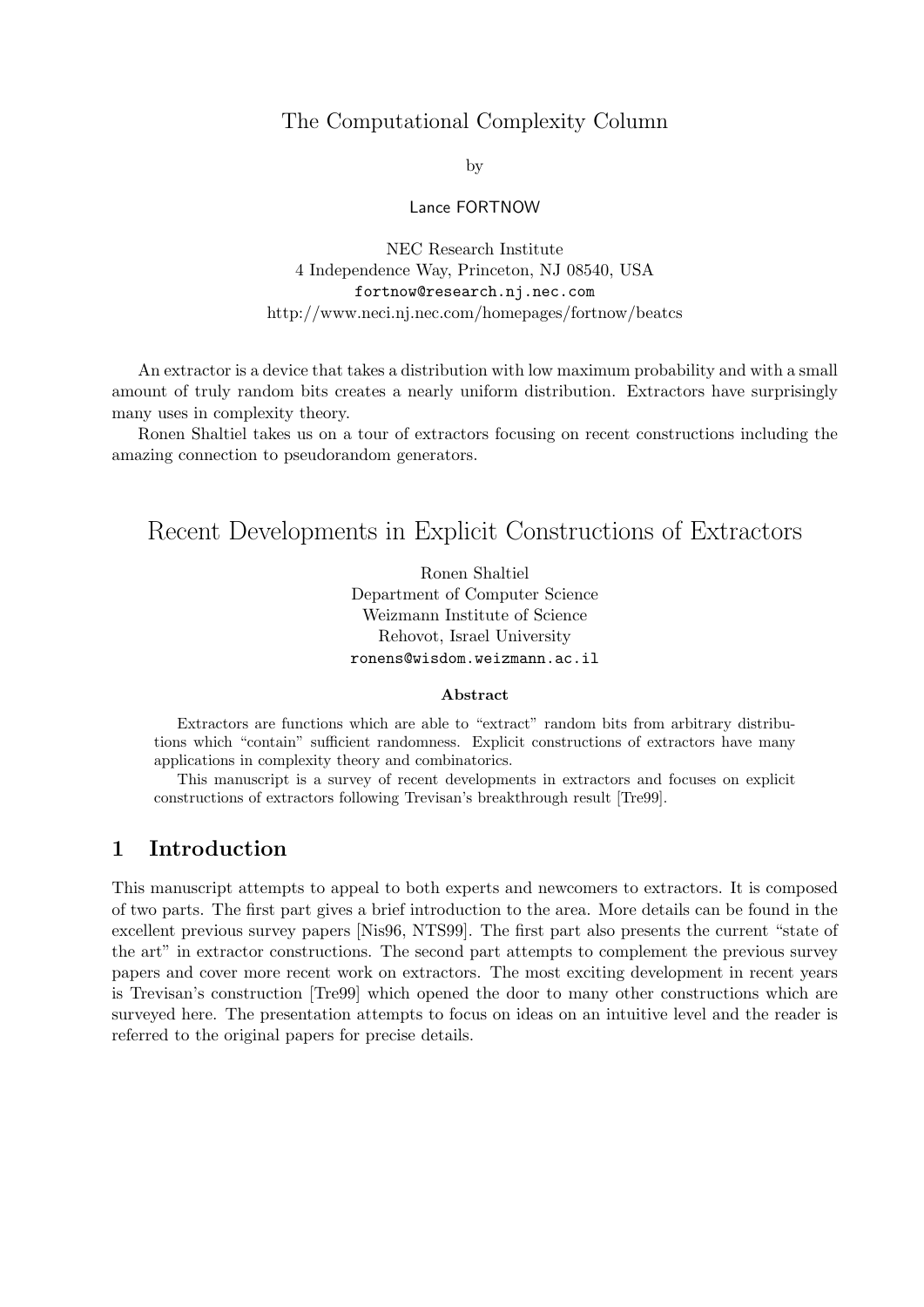The Computational Complexity Column

by

Lance FORTNOW

NEC Research Institute
4 Independence Way, Princeton, NJ 08540, USA
fortnow@research.nj.nec.com
http://www.neci.nj.nec.com/homepages/fortnow/beatcs

An extractor is a device that takes a distribution with low maximum probability and with a small amount of truly random bits creates a nearly uniform distribution. Extractors have surprisingly many uses in complexity theory.

Ronen Shaltiel takes us on a tour of extractors focusing on recent constructions including the amazing connection to pseudorandom generators.

# Recent Developments in Explicit Constructions of Extractors

Ronen Shaltiel
Department of Computer Science
Weizmann Institute of Science
Rehovot, Israel University
ronens@wisdom.weizmann.ac.il

**Abstract**

Extractors are functions which are able to "extract" random bits from arbitrary distributions which "contain" sufficient randomness. Explicit constructions of extractors have many applications in complexity theory and combinatorics.

This manuscript is a survey of recent developments in extractors and focuses on explicit constructions of extractors following Trevisan's breakthrough result [Tre99].

## 1 Introduction

This manuscript attempts to appeal to both experts and newcomers to extractors. It is composed of two parts. The first part gives a brief introduction to the area. More details can be found in the excellent previous survey papers [Nis96, NTS99]. The first part also presents the current "state of the art" in extractor constructions. The second part attempts to complement the previous survey papers and cover more recent work on extractors. The most exciting development in recent years is Trevisan's construction [Tre99] which opened the door to many other constructions which are surveyed here. The presentation attempts to focus on ideas on an intuitive level and the reader is referred to the original papers for precise details.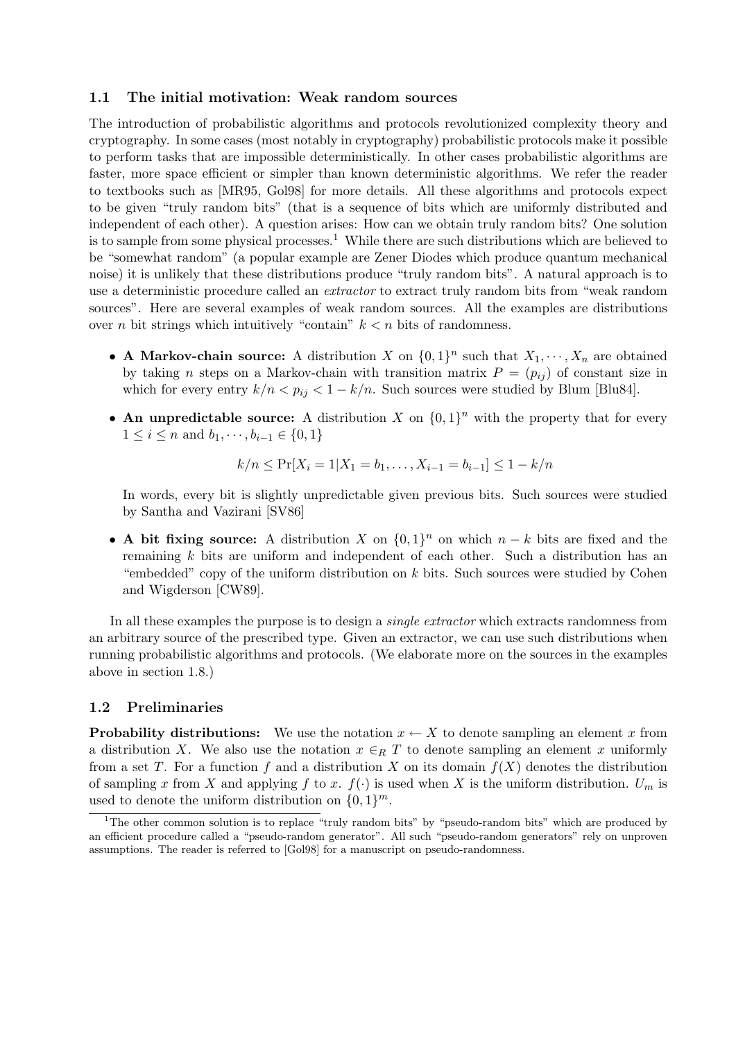### 1.1 The initial motivation: Weak random sources

The introduction of probabilistic algorithms and protocols revolutionized complexity theory and cryptography. In some cases (most notably in cryptography) probabilistic protocols make it possible to perform tasks that are impossible deterministically. In other cases probabilistic algorithms are faster, more space efficient or simpler than known deterministic algorithms. We refer the reader to textbooks such as [MR95, Gol98] for more details. All these algorithms and protocols expect to be given "truly random bits" (that is a sequence of bits which are uniformly distributed and independent of each other). A question arises: How can we obtain truly random bits? One solution is to sample from some physical processes.[1] While there are such distributions which are believed to be "somewhat random" (a popular example are Zener Diodes which produce quantum mechanical noise) it is unlikely that these distributions produce "truly random bits". A natural approach is to use a deterministic procedure called an *extractor* to extract truly random bits from "weak random sources". Here are several examples of weak random sources. All the examples are distributions over $n$ bit strings which intuitively "contain" $k < n$ bits of randomness.

- **A Markov-chain source:** A distribution $X$ on $\{0,1\}^n$ such that $X_1, \cdots, X_n$ are obtained by taking $n$ steps on a Markov-chain with transition matrix $P = (p_{ij})$ of constant size in which for every entry $k/n < p_{ij} < 1 - k/n$. Such sources were studied by Blum [Blu84].
- **An unpredictable source:** A distribution $X$ on $\{0,1\}^n$ with the property that for every $1 \leq i \leq n$ and $b_1, \cdots, b_{i-1} \in \{0,1\}$

$$k/n \leq \Pr[X_i = 1 | X_1 = b_1, \ldots, X_{i-1} = b_{i-1}] \leq 1 - k/n$$

  In words, every bit is slightly unpredictable given previous bits. Such sources were studied by Santha and Vazirani [SV86]
- **A bit fixing source:** A distribution $X$ on $\{0,1\}^n$ on which $n - k$ bits are fixed and the remaining $k$ bits are uniform and independent of each other. Such a distribution has an "embedded" copy of the uniform distribution on $k$ bits. Such sources were studied by Cohen and Wigderson [CW89].

In all these examples the purpose is to design a *single extractor* which extracts randomness from an arbitrary source of the prescribed type. Given an extractor, we can use such distributions when running probabilistic algorithms and protocols. (We elaborate more on the sources in the examples above in section 1.8.)

### 1.2 Preliminaries

**Probability distributions:** We use the notation $x \leftarrow X$ to denote sampling an element $x$ from a distribution $X$. We also use the notation $x \in_R T$ to denote sampling an element $x$ uniformly from a set $T$. For a function $f$ and a distribution $X$ on its domain $f(X)$ denotes the distribution of sampling $x$ from $X$ and applying $f$ to $x$. $f(\cdot)$ is used when $X$ is the uniform distribution. $U_m$ is used to denote the uniform distribution on $\{0,1\}^m$.

[1] The other common solution is to replace "truly random bits" by "pseudo-random bits" which are produced by an efficient procedure called a "pseudo-random generator". All such "pseudo-random generators" rely on unproven assumptions. The reader is referred to [Gol98] for a manuscript on pseudo-randomness.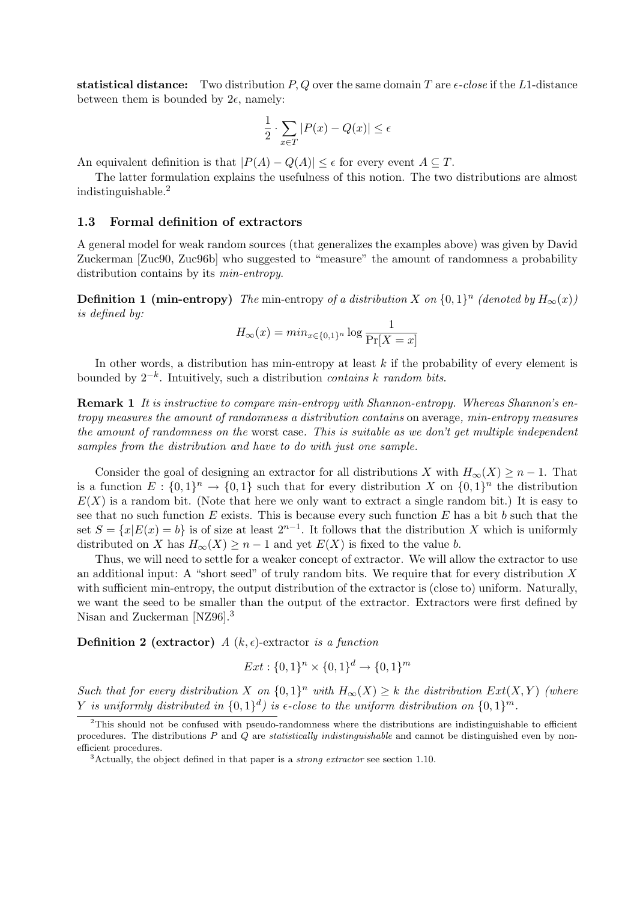**statistical distance:** Two distribution $P, Q$ over the same domain $T$ are *$\epsilon$-close* if the $L1$-distance between them is bounded by $2\epsilon$, namely:

$$\frac{1}{2} \cdot \sum_{x \in T} |P(x) - Q(x)| \leq \epsilon$$

An equivalent definition is that $|P(A) - Q(A)| \leq \epsilon$ for every event $A \subseteq T$.

The latter formulation explains the usefulness of this notion. The two distributions are almost indistinguishable.[2]

### 1.3 Formal definition of extractors

A general model for weak random sources (that generalizes the examples above) was given by David Zuckerman [Zuc90, Zuc96b] who suggested to "measure" the amount of randomness a probability distribution contains by its *min-entropy*.

**Definition 1 (min-entropy)** *The* min-entropy *of a distribution $X$ on $\{0,1\}^n$ (denoted by $H_\infty(x)$) is defined by:*

$$H_\infty(x) = min_{x \in \{0,1\}^n} \log \frac{1}{\Pr[X = x]}$$

In other words, a distribution has min-entropy at least $k$ if the probability of every element is bounded by $2^{-k}$. Intuitively, such a distribution *contains $k$ random bits*.

**Remark 1** *It is instructive to compare min-entropy with Shannon-entropy. Whereas Shannon's entropy measures the amount of randomness a distribution contains* on average, *min-entropy measures the amount of randomness on the* worst case. *This is suitable as we don't get multiple independent samples from the distribution and have to do with just one sample.*

Consider the goal of designing an extractor for all distributions $X$ with $H_\infty(X) \geq n - 1$. That is a function $E : \{0,1\}^n \rightarrow \{0,1\}$ such that for every distribution $X$ on $\{0,1\}^n$ the distribution $E(X)$ is a random bit. (Note that here we only want to extract a single random bit.) It is easy to see that no such function $E$ exists. This is because every such function $E$ has a bit $b$ such that the set $S = \{x | E(x) = b\}$ is of size at least $2^{n-1}$. It follows that the distribution $X$ which is uniformly distributed on $X$ has $H_\infty(X) \geq n - 1$ and yet $E(X)$ is fixed to the value $b$.

Thus, we will need to settle for a weaker concept of extractor. We will allow the extractor to use an additional input: A "short seed" of truly random bits. We require that for every distribution $X$ with sufficient min-entropy, the output distribution of the extractor is (close to) uniform. Naturally, we want the seed to be smaller than the output of the extractor. Extractors were first defined by Nisan and Zuckerman [NZ96].[3]

**Definition 2 (extractor)** *A $(k, \epsilon)$-*extractor *is a function*

$$Ext : \{0,1\}^n \times \{0,1\}^d \rightarrow \{0,1\}^m$$

*Such that for every distribution $X$ on $\{0,1\}^n$ with $H_\infty(X) \geq k$ the distribution $Ext(X, Y)$ (where $Y$ is uniformly distributed in $\{0,1\}^d$) is $\epsilon$-close to the uniform distribution on $\{0,1\}^m$.*

[2] This should not be confused with pseudo-randomness where the distributions are indistinguishable to efficient procedures. The distributions $P$ and $Q$ are *statistically indistinguishable* and cannot be distinguished even by non-efficient procedures.

[3] Actually, the object defined in that paper is a *strong extractor* see section 1.10.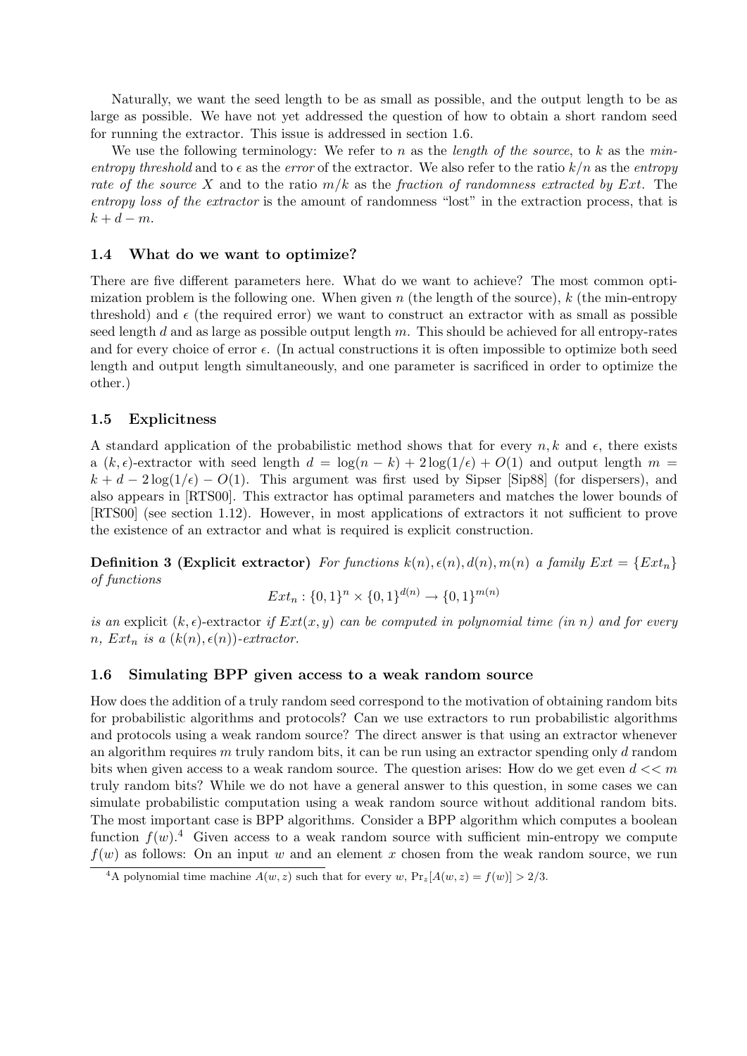Naturally, we want the seed length to be as small as possible, and the output length to be as large as possible. We have not yet addressed the question of how to obtain a short random seed for running the extractor. This issue is addressed in section 1.6.

We use the following terminology: We refer to $n$ as the *length of the source*, to $k$ as the *min-entropy threshold* and to $\epsilon$ as the *error* of the extractor. We also refer to the ratio $k/n$ as the *entropy rate of the source* $X$ and to the ratio $m/k$ as the *fraction of randomness extracted by* $Ext$. The *entropy loss of the extractor* is the amount of randomness "lost" in the extraction process, that is $k + d - m$.

### 1.4 What do we want to optimize?

There are five different parameters here. What do we want to achieve? The most common optimization problem is the following one. When given $n$ (the length of the source), $k$ (the min-entropy threshold) and $\epsilon$ (the required error) we want to construct an extractor with as small as possible seed length $d$ and as large as possible output length $m$. This should be achieved for all entropy-rates and for every choice of error $\epsilon$. (In actual constructions it is often impossible to optimize both seed length and output length simultaneously, and one parameter is sacrificed in order to optimize the other.)

### 1.5 Explicitness

A standard application of the probabilistic method shows that for every $n, k$ and $\epsilon$, there exists a $(k, \epsilon)$-extractor with seed length $d = \log(n - k) + 2\log(1/\epsilon) + O(1)$ and output length $m = k + d - 2\log(1/\epsilon) - O(1)$. This argument was first used by Sipser [Sip88] (for dispersers), and also appears in [RTS00]. This extractor has optimal parameters and matches the lower bounds of [RTS00] (see section 1.12). However, in most applications of extractors it not sufficient to prove the existence of an extractor and what is required is explicit construction.

**Definition 3 (Explicit extractor)** *For functions $k(n), \epsilon(n), d(n), m(n)$ a family $Ext = \{Ext_n\}$ of functions*

$$Ext_n : \{0,1\}^n \times \{0,1\}^{d(n)} \to \{0,1\}^{m(n)}$$

*is an* explicit $(k, \epsilon)$-extractor *if $Ext(x, y)$ can be computed in polynomial time (in $n$) and for every $n$, $Ext_n$ is a $(k(n), \epsilon(n))$-extractor.*

### 1.6 Simulating BPP given access to a weak random source

How does the addition of a truly random seed correspond to the motivation of obtaining random bits for probabilistic algorithms and protocols? Can we use extractors to run probabilistic algorithms and protocols using a weak random source? The direct answer is that using an extractor whenever an algorithm requires $m$ truly random bits, it can be run using an extractor spending only $d$ random bits when given access to a weak random source. The question arises: How do we get even $d << m$ truly random bits? While we do not have a general answer to this question, in some cases we can simulate probabilistic computation using a weak random source without additional random bits. The most important case is BPP algorithms. Consider a BPP algorithm which computes a boolean function $f(w)$.[4] Given access to a weak random source with sufficient min-entropy we compute $f(w)$ as follows: On an input $w$ and an element $x$ chosen from the weak random source, we run

[4] A polynomial time machine $A(w, z)$ such that for every $w$, $\Pr_z[A(w, z) = f(w)] > 2/3$.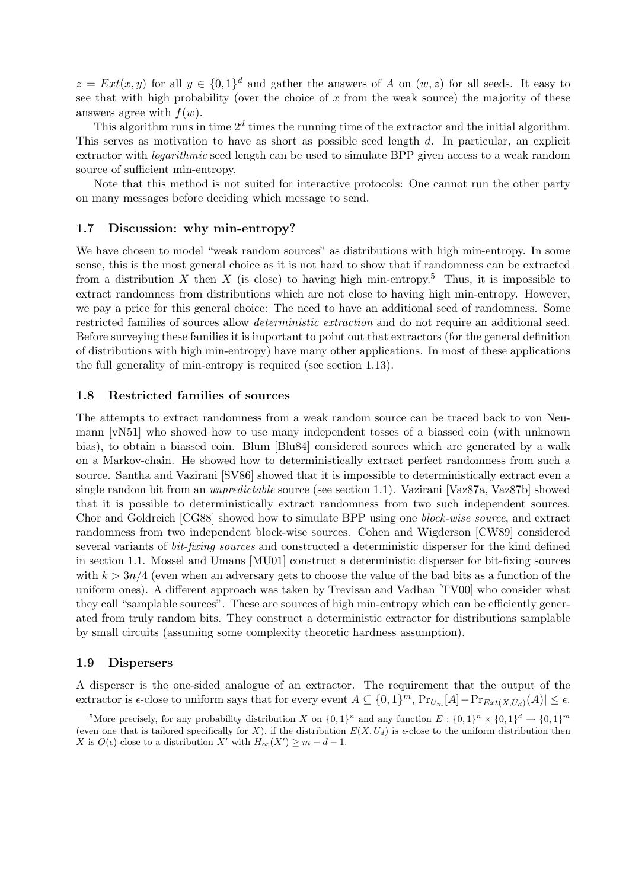$z = Ext(x, y)$ for all $y \in \{0,1\}^d$ and gather the answers of $A$ on $(w, z)$ for all seeds. It easy to see that with high probability (over the choice of $x$ from the weak source) the majority of these answers agree with $f(w)$.

This algorithm runs in time $2^d$ times the running time of the extractor and the initial algorithm. This serves as motivation to have as short as possible seed length $d$. In particular, an explicit extractor with *logarithmic* seed length can be used to simulate BPP given access to a weak random source of sufficient min-entropy.

Note that this method is not suited for interactive protocols: One cannot run the other party on many messages before deciding which message to send.

### 1.7 Discussion: why min-entropy?

We have chosen to model "weak random sources" as distributions with high min-entropy. In some sense, this is the most general choice as it is not hard to show that if randomness can be extracted from a distribution $X$ then $X$ (is close) to having high min-entropy.[5] Thus, it is impossible to extract randomness from distributions which are not close to having high min-entropy. However, we pay a price for this general choice: The need to have an additional seed of randomness. Some restricted families of sources allow *deterministic extraction* and do not require an additional seed. Before surveying these families it is important to point out that extractors (for the general definition of distributions with high min-entropy) have many other applications. In most of these applications the full generality of min-entropy is required (see section 1.13).

### 1.8 Restricted families of sources

The attempts to extract randomness from a weak random source can be traced back to von Neumann [vN51] who showed how to use many independent tosses of a biassed coin (with unknown bias), to obtain a biassed coin. Blum [Blu84] considered sources which are generated by a walk on a Markov-chain. He showed how to deterministically extract perfect randomness from such a source. Santha and Vazirani [SV86] showed that it is impossible to deterministically extract even a single random bit from an *unpredictable* source (see section 1.1). Vazirani [Vaz87a, Vaz87b] showed that it is possible to deterministically extract randomness from two such independent sources. Chor and Goldreich [CG88] showed how to simulate BPP using one *block-wise source*, and extract randomness from two independent block-wise sources. Cohen and Wigderson [CW89] considered several variants of *bit-fixing sources* and constructed a deterministic disperser for the kind defined in section 1.1. Mossel and Umans [MU01] construct a deterministic disperser for bit-fixing sources with $k > 3n/4$ (even when an adversary gets to choose the value of the bad bits as a function of the uniform ones). A different approach was taken by Trevisan and Vadhan [TV00] who consider what they call "samplable sources". These are sources of high min-entropy which can be efficiently generated from truly random bits. They construct a deterministic extractor for distributions samplable by small circuits (assuming some complexity theoretic hardness assumption).

### 1.9 Dispersers

A disperser is the one-sided analogue of an extractor. The requirement that the output of the extractor is $\epsilon$-close to uniform says that for every event $A \subseteq \{0,1\}^m$, $\Pr_{U_m}[A] - \Pr_{Ext(X,U_d)}(A)| \leq \epsilon$.

[5] More precisely, for any probability distribution $X$ on $\{0,1\}^n$ and any function $E : \{0,1\}^n \times \{0,1\}^d \to \{0,1\}^m$ (even one that is tailored specifically for $X$), if the distribution $E(X, U_d)$ is $\epsilon$-close to the uniform distribution then $X$ is $O(\epsilon)$-close to a distribution $X'$ with $H_\infty(X') \geq m - d - 1$.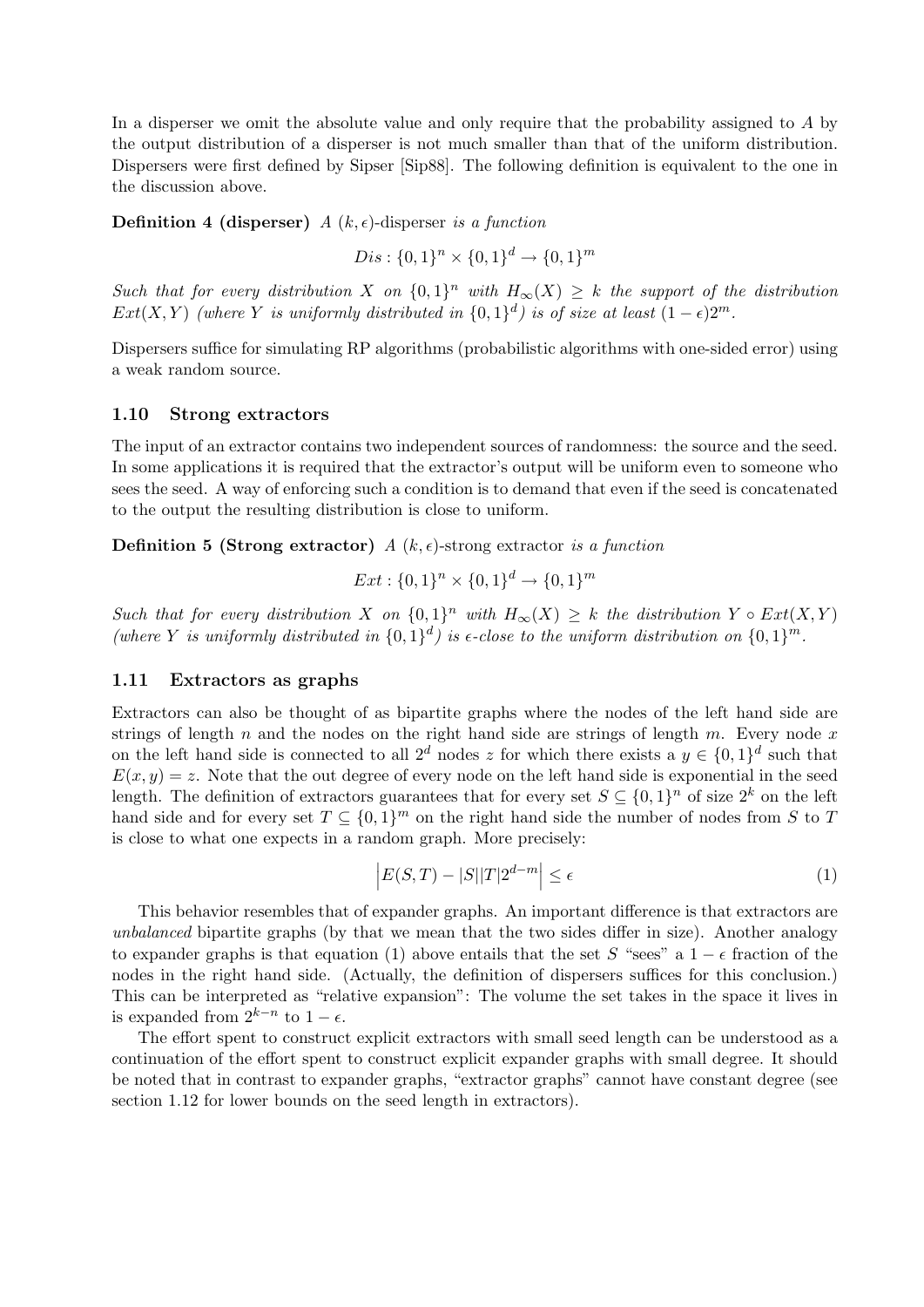In a disperser we omit the absolute value and only require that the probability assigned to $A$ by the output distribution of a disperser is not much smaller than that of the uniform distribution. Dispersers were first defined by Sipser [Sip88]. The following definition is equivalent to the one in the discussion above.

**Definition 4 (disperser)** *A $(k, \epsilon)$-*disperser *is a function*

$$Dis : \{0,1\}^n \times \{0,1\}^d \to \{0,1\}^m$$

*Such that for every distribution $X$ on $\{0,1\}^n$ with $H_\infty(X) \geq k$ the support of the distribution $Ext(X, Y)$ (where $Y$ is uniformly distributed in $\{0,1\}^d$) is of size at least $(1-\epsilon)2^m$.*

Dispersers suffice for simulating RP algorithms (probabilistic algorithms with one-sided error) using a weak random source.

### 1.10 Strong extractors

The input of an extractor contains two independent sources of randomness: the source and the seed. In some applications it is required that the extractor's output will be uniform even to someone who sees the seed. A way of enforcing such a condition is to demand that even if the seed is concatenated to the output the resulting distribution is close to uniform.

**Definition 5 (Strong extractor)** *A $(k, \epsilon)$-*strong extractor *is a function*

$$Ext : \{0,1\}^n \times \{0,1\}^d \to \{0,1\}^m$$

*Such that for every distribution $X$ on $\{0,1\}^n$ with $H_\infty(X) \geq k$ the distribution $Y \circ Ext(X, Y)$ (where $Y$ is uniformly distributed in $\{0,1\}^d$) is $\epsilon$-close to the uniform distribution on $\{0,1\}^m$.*

### 1.11 Extractors as graphs

Extractors can also be thought of as bipartite graphs where the nodes of the left hand side are strings of length $n$ and the nodes on the right hand side are strings of length $m$. Every node $x$ on the left hand side is connected to all $2^d$ nodes $z$ for which there exists a $y \in \{0,1\}^d$ such that $E(x, y) = z$. Note that the out degree of every node on the left hand side is exponential in the seed length. The definition of extractors guarantees that for every set $S \subseteq \{0,1\}^n$ of size $2^k$ on the left hand side and for every set $T \subseteq \{0,1\}^m$ on the right hand side the number of nodes from $S$ to $T$ is close to what one expects in a random graph. More precisely:

$$\left| E(S,T) - |S||T|2^{d-m} \right| \leq \epsilon \tag{1}$$

This behavior resembles that of expander graphs. An important difference is that extractors are *unbalanced* bipartite graphs (by that we mean that the two sides differ in size). Another analogy to expander graphs is that equation (1) above entails that the set $S$ "sees" a $1-\epsilon$ fraction of the nodes in the right hand side. (Actually, the definition of dispersers suffices for this conclusion.) This can be interpreted as "relative expansion": The volume the set takes in the space it lives in is expanded from $2^{k-n}$ to $1-\epsilon$.

The effort spent to construct explicit extractors with small seed length can be understood as a continuation of the effort spent to construct explicit expander graphs with small degree. It should be noted that in contrast to expander graphs, "extractor graphs" cannot have constant degree (see section 1.12 for lower bounds on the seed length in extractors).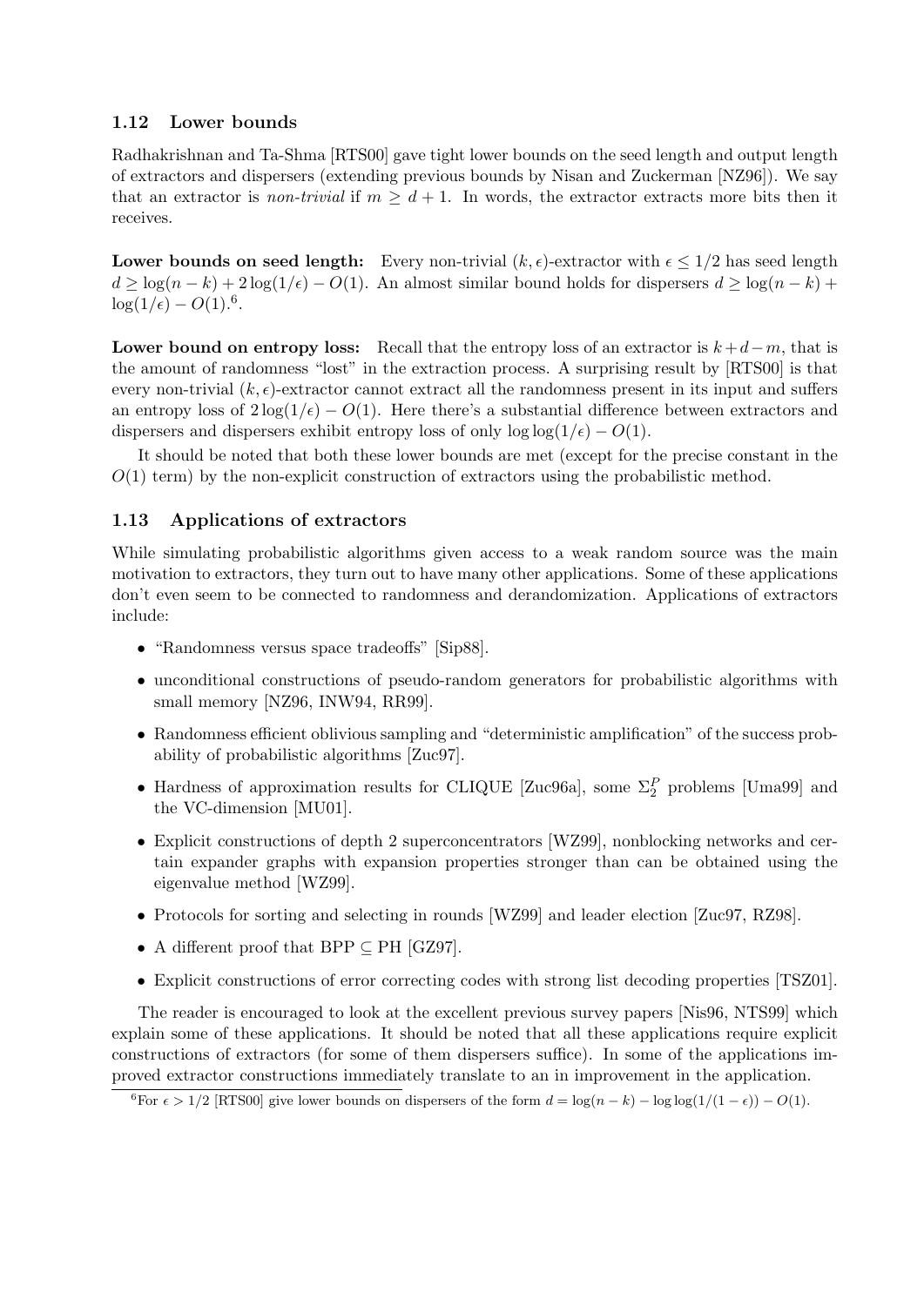### 1.12 Lower bounds

Radhakrishnan and Ta-Shma [RTS00] gave tight lower bounds on the seed length and output length of extractors and dispersers (extending previous bounds by Nisan and Zuckerman [NZ96]). We say that an extractor is *non-trivial* if $m \geq d + 1$. In words, the extractor extracts more bits then it receives.

**Lower bounds on seed length:** Every non-trivial $(k, \epsilon)$-extractor with $\epsilon \leq 1/2$ has seed length $d \geq \log(n-k) + 2\log(1/\epsilon) - O(1)$. An almost similar bound holds for dispersers $d \geq \log(n-k) + \log(1/\epsilon) - O(1)$.[6].

**Lower bound on entropy loss:** Recall that the entropy loss of an extractor is $k + d - m$, that is the amount of randomness "lost" in the extraction process. A surprising result by [RTS00] is that every non-trivial $(k, \epsilon)$-extractor cannot extract all the randomness present in its input and suffers an entropy loss of $2\log(1/\epsilon) - O(1)$. Here there's a substantial difference between extractors and dispersers and dispersers exhibit entropy loss of only $\log\log(1/\epsilon) - O(1)$.

It should be noted that both these lower bounds are met (except for the precise constant in the $O(1)$ term) by the non-explicit construction of extractors using the probabilistic method.

### 1.13 Applications of extractors

While simulating probabilistic algorithms given access to a weak random source was the main motivation to extractors, they turn out to have many other applications. Some of these applications don't even seem to be connected to randomness and derandomization. Applications of extractors include:

- "Randomness versus space tradeoffs" [Sip88].
- unconditional constructions of pseudo-random generators for probabilistic algorithms with small memory [NZ96, INW94, RR99].
- Randomness efficient oblivious sampling and "deterministic amplification" of the success probability of probabilistic algorithms [Zuc97].
- Hardness of approximation results for CLIQUE [Zuc96a], some $\Sigma_2^P$ problems [Uma99] and the VC-dimension [MU01].
- Explicit constructions of depth 2 superconcentrators [WZ99], nonblocking networks and certain expander graphs with expansion properties stronger than can be obtained using the eigenvalue method [WZ99].
- Protocols for sorting and selecting in rounds [WZ99] and leader election [Zuc97, RZ98].
- A different proof that BPP $\subseteq$ PH [GZ97].
- Explicit constructions of error correcting codes with strong list decoding properties [TSZ01].

The reader is encouraged to look at the excellent previous survey papers [Nis96, NTS99] which explain some of these applications. It should be noted that all these applications require explicit constructions of extractors (for some of them dispersers suffice). In some of the applications improved extractor constructions immediately translate to an in improvement in the application.

[6] For $\epsilon > 1/2$ [RTS00] give lower bounds on dispersers of the form $d = \log(n-k) - \log\log(1/(1-\epsilon)) - O(1)$.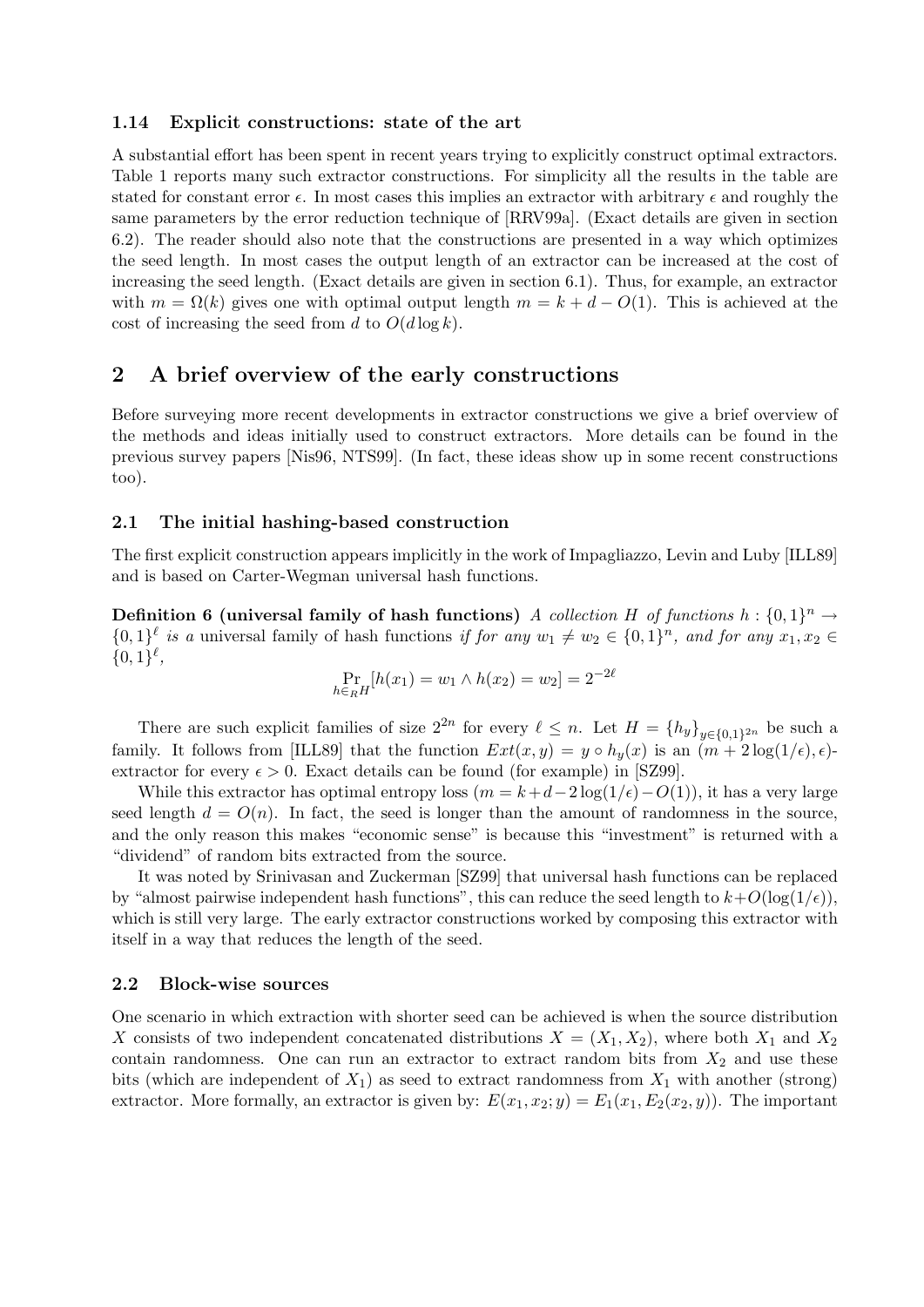### 1.14 Explicit constructions: state of the art

A substantial effort has been spent in recent years trying to explicitly construct optimal extractors. Table 1 reports many such extractor constructions. For simplicity all the results in the table are stated for constant error $\epsilon$. In most cases this implies an extractor with arbitrary $\epsilon$ and roughly the same parameters by the error reduction technique of [RRV99a]. (Exact details are given in section 6.2). The reader should also note that the constructions are presented in a way which optimizes the seed length. In most cases the output length of an extractor can be increased at the cost of increasing the seed length. (Exact details are given in section 6.1). Thus, for example, an extractor with $m = \Omega(k)$ gives one with optimal output length $m = k + d - O(1)$. This is achieved at the cost of increasing the seed from $d$ to $O(d \log k)$.

## 2 A brief overview of the early constructions

Before surveying more recent developments in extractor constructions we give a brief overview of the methods and ideas initially used to construct extractors. More details can be found in the previous survey papers [Nis96, NTS99]. (In fact, these ideas show up in some recent constructions too).

### 2.1 The initial hashing-based construction

The first explicit construction appears implicitly in the work of Impagliazzo, Levin and Luby [ILL89] and is based on Carter-Wegman universal hash functions.

**Definition 6 (universal family of hash functions)** *A collection $H$ of functions $h : \{0,1\}^n \to \{0,1\}^\ell$ is a* universal family of hash functions *if for any $w_1 \neq w_2 \in \{0,1\}^n$, and for any $x_1, x_2 \in \{0,1\}^\ell$,*

$$\Pr_{h \in_R H}[h(x_1) = w_1 \wedge h(x_2) = w_2] = 2^{-2\ell}$$

There are such explicit families of size $2^{2n}$ for every $\ell \leq n$. Let $H = \{h_y\}_{y \in \{0,1\}^{2n}}$ be such a family. It follows from [ILL89] that the function $Ext(x, y) = y \circ h_y(x)$ is an $(m + 2\log(1/\epsilon), \epsilon)$-extractor for every $\epsilon > 0$. Exact details can be found (for example) in [SZ99].

While this extractor has optimal entropy loss ($m = k + d - 2\log(1/\epsilon) - O(1)$), it has a very large seed length $d = O(n)$. In fact, the seed is longer than the amount of randomness in the source, and the only reason this makes "economic sense" is because this "investment" is returned with a "dividend" of random bits extracted from the source.

It was noted by Srinivasan and Zuckerman [SZ99] that universal hash functions can be replaced by "almost pairwise independent hash functions", this can reduce the seed length to $k + O(\log(1/\epsilon))$, which is still very large. The early extractor constructions worked by composing this extractor with itself in a way that reduces the length of the seed.

### 2.2 Block-wise sources

One scenario in which extraction with shorter seed can be achieved is when the source distribution $X$ consists of two independent concatenated distributions $X = (X_1, X_2)$, where both $X_1$ and $X_2$ contain randomness. One can run an extractor to extract random bits from $X_2$ and use these bits (which are independent of $X_1$) as seed to extract randomness from $X_1$ with another (strong) extractor. More formally, an extractor is given by: $E(x_1, x_2; y) = E_1(x_1, E_2(x_2, y))$. The important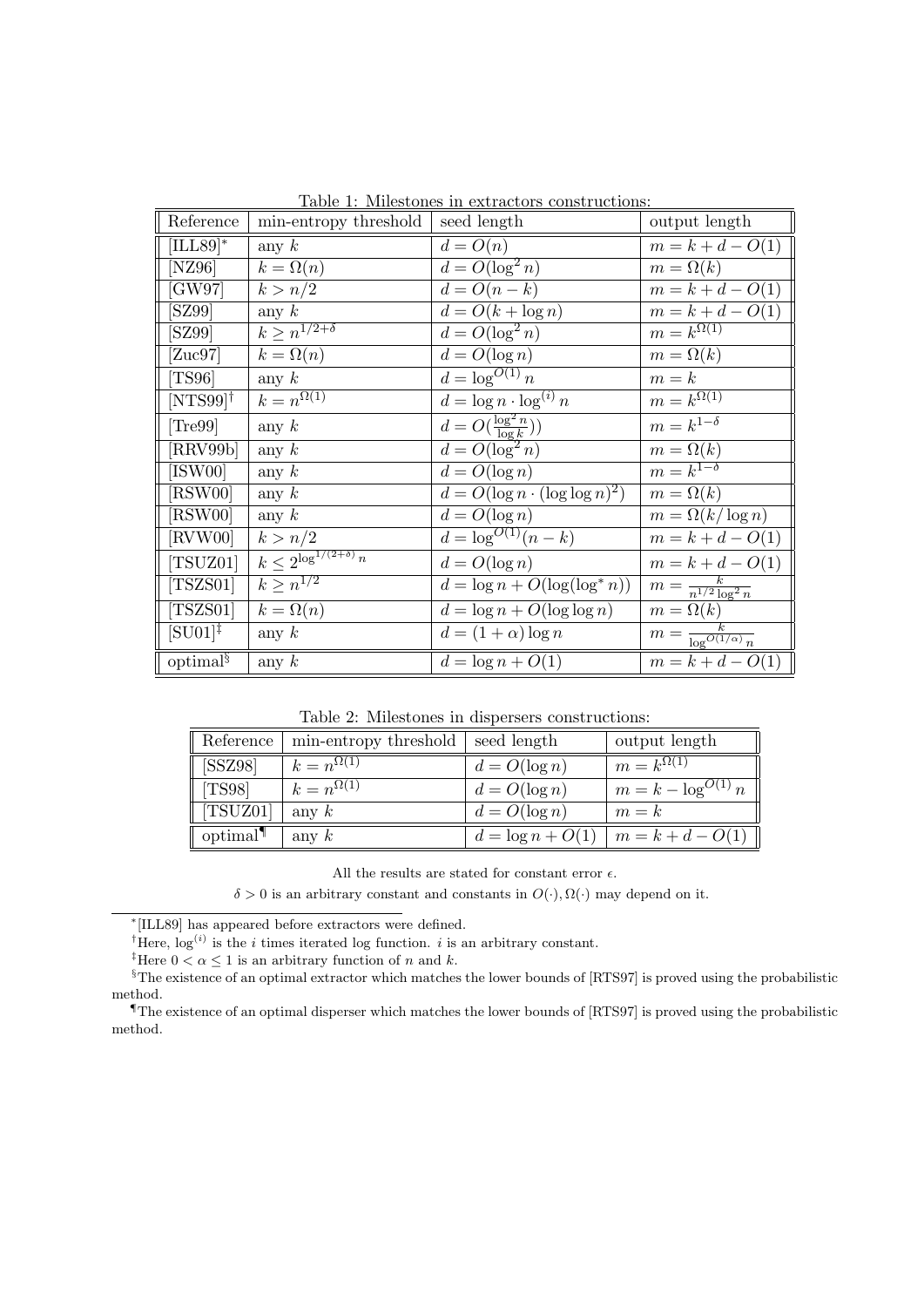Table 1: Milestones in extractors constructions:

| Reference | min-entropy threshold | seed length | output length |
|---|---|---|---|
| [ILL89][*] | any $k$ | $d = O(n)$ | $m = k + d - O(1)$ |
| [NZ96] | $k = \Omega(n)$ | $d = O(\log^2 n)$ | $m = \Omega(k)$ |
| [GW97] | $k > n/2$ | $d = O(n - k)$ | $m = k + d - O(1)$ |
| [SZ99] | any $k$ | $d = O(k + \log n)$ | $m = k + d - O(1)$ |
| [SZ99] | $k \geq n^{1/2+\delta}$ | $d = O(\log^2 n)$ | $m = k^{\Omega(1)}$ |
| [Zuc97] | $k = \Omega(n)$ | $d = O(\log n)$ | $m = \Omega(k)$ |
| [TS96] | any $k$ | $d = \log^{O(1)} n$ | $m = k$ |
| [NTS99][†] | $k = n^{\Omega(1)}$ | $d = \log n \cdot \log^{(i)} n$ | $m = k^{\Omega(1)}$ |
| [Tre99] | any $k$ | $d = O(\frac{\log^2 n}{\log k})$ | $m = k^{1-\delta}$ |
| [RRV99b] | any $k$ | $d = O(\log^2 n)$ | $m = \Omega(k)$ |
| [ISW00] | any $k$ | $d = O(\log n)$ | $m = k^{1-\delta}$ |
| [RSW00] | any $k$ | $d = O(\log n \cdot (\log \log n)^2)$ | $m = \Omega(k)$ |
| [RSW00] | any $k$ | $d = O(\log n)$ | $m = \Omega(k/\log n)$ |
| [RVW00] | $k > n/2$ | $d = \log^{O(1)}(n - k)$ | $m = k + d - O(1)$ |
| [TSUZ01] | $k \leq 2^{\log^{1/(2+\delta)} n}$ | $d = O(\log n)$ | $m = k + d - O(1)$ |
| [TSZS01] | $k \geq n^{1/2}$ | $d = \log n + O(\log(\log^* n))$ | $m = \frac{k}{n^{1/2} \log^2 n}$ |
| [TSZS01] | $k = \Omega(n)$ | $d = \log n + O(\log \log n)$ | $m = \Omega(k)$ |
| [SU01][‡] | any $k$ | $d = (1 + \alpha) \log n$ | $m = \frac{k}{\log^{O(1/\alpha)} n}$ |
| optimal[§] | any $k$ | $d = \log n + O(1)$ | $m = k + d - O(1)$ |

Table 2: Milestones in dispersers constructions:

| Reference | min-entropy threshold | seed length | output length |
|---|---|---|---|
| [SSZ98] | $k = n^{\Omega(1)}$ | $d = O(\log n)$ | $m = k^{\Omega(1)}$ |
| [TS98] | $k = n^{\Omega(1)}$ | $d = O(\log n)$ | $m = k - \log^{O(1)} n$ |
| [TSUZ01] | any $k$ | $d = O(\log n)$ | $m = k$ |
| optimal[¶] | any $k$ | $d = \log n + O(1)$ | $m = k + d - O(1)$ |

All the results are stated for constant error $\epsilon$.

$\delta > 0$ is an arbitrary constant and constants in $O(\cdot), \Omega(\cdot)$ may depend on it.

---

[*] [ILL89] has appeared before extractors were defined.

[†] Here, $\log^{(i)}$ is the $i$ times iterated log function. $i$ is an arbitrary constant.

[‡] Here $0 < \alpha \leq 1$ is an arbitrary function of $n$ and $k$.

[§] The existence of an optimal extractor which matches the lower bounds of [RTS97] is proved using the probabilistic method.

[¶] The existence of an optimal disperser which matches the lower bounds of [RTS97] is proved using the probabilistic method.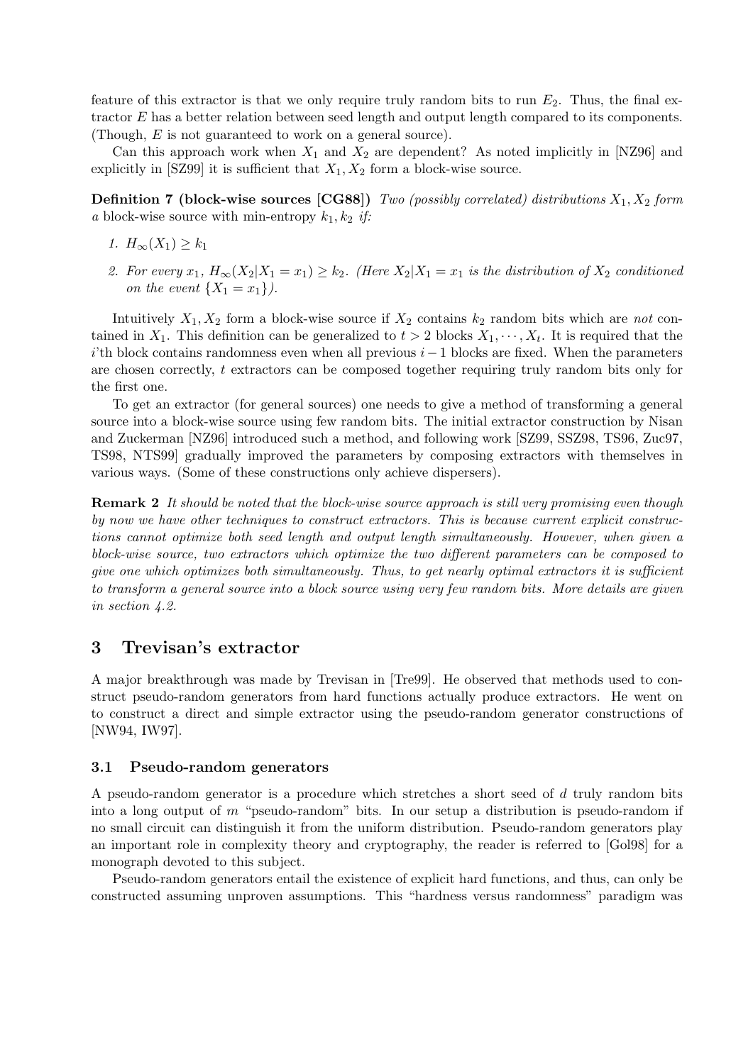feature of this extractor is that we only require truly random bits to run $E_2$. Thus, the final extractor $E$ has a better relation between seed length and output length compared to its components. (Though, $E$ is not guaranteed to work on a general source).

Can this approach work when $X_1$ and $X_2$ are dependent? As noted implicitly in [NZ96] and explicitly in [SZ99] it is sufficient that $X_1, X_2$ form a block-wise source.

**Definition 7 (block-wise sources [CG88])** *Two (possibly correlated) distributions $X_1, X_2$ form a* block-wise source with min-entropy $k_1, k_2$ *if:*

1. $H_\infty(X_1) \geq k_1$
2. *For every $x_1$, $H_\infty(X_2|X_1 = x_1) \geq k_2$. (Here $X_2|X_1 = x_1$ is the distribution of $X_2$ conditioned on the event $\{X_1 = x_1\}$).*

Intuitively $X_1, X_2$ form a block-wise source if $X_2$ contains $k_2$ random bits which are *not* contained in $X_1$. This definition can be generalized to $t > 2$ blocks $X_1, \cdots, X_t$. It is required that the $i$'th block contains randomness even when all previous $i-1$ blocks are fixed. When the parameters are chosen correctly, $t$ extractors can be composed together requiring truly random bits only for the first one.

To get an extractor (for general sources) one needs to give a method of transforming a general source into a block-wise source using few random bits. The initial extractor construction by Nisan and Zuckerman [NZ96] introduced such a method, and following work [SZ99, SSZ98, TS96, Zuc97, TS98, NTS99] gradually improved the parameters by composing extractors with themselves in various ways. (Some of these constructions only achieve dispersers).

**Remark 2** *It should be noted that the block-wise source approach is still very promising even though by now we have other techniques to construct extractors. This is because current explicit constructions cannot optimize both seed length and output length simultaneously. However, when given a block-wise source, two extractors which optimize the two different parameters can be composed to give one which optimizes both simultaneously. Thus, to get nearly optimal extractors it is sufficient to transform a general source into a block source using very few random bits. More details are given in section 4.2.*

# 3 Trevisan's extractor

A major breakthrough was made by Trevisan in [Tre99]. He observed that methods used to construct pseudo-random generators from hard functions actually produce extractors. He went on to construct a direct and simple extractor using the pseudo-random generator constructions of [NW94, IW97].

## 3.1 Pseudo-random generators

A pseudo-random generator is a procedure which stretches a short seed of $d$ truly random bits into a long output of $m$ "pseudo-random" bits. In our setup a distribution is pseudo-random if no small circuit can distinguish it from the uniform distribution. Pseudo-random generators play an important role in complexity theory and cryptography, the reader is referred to [Gol98] for a monograph devoted to this subject.

Pseudo-random generators entail the existence of explicit hard functions, and thus, can only be constructed assuming unproven assumptions. This "hardness versus randomness" paradigm was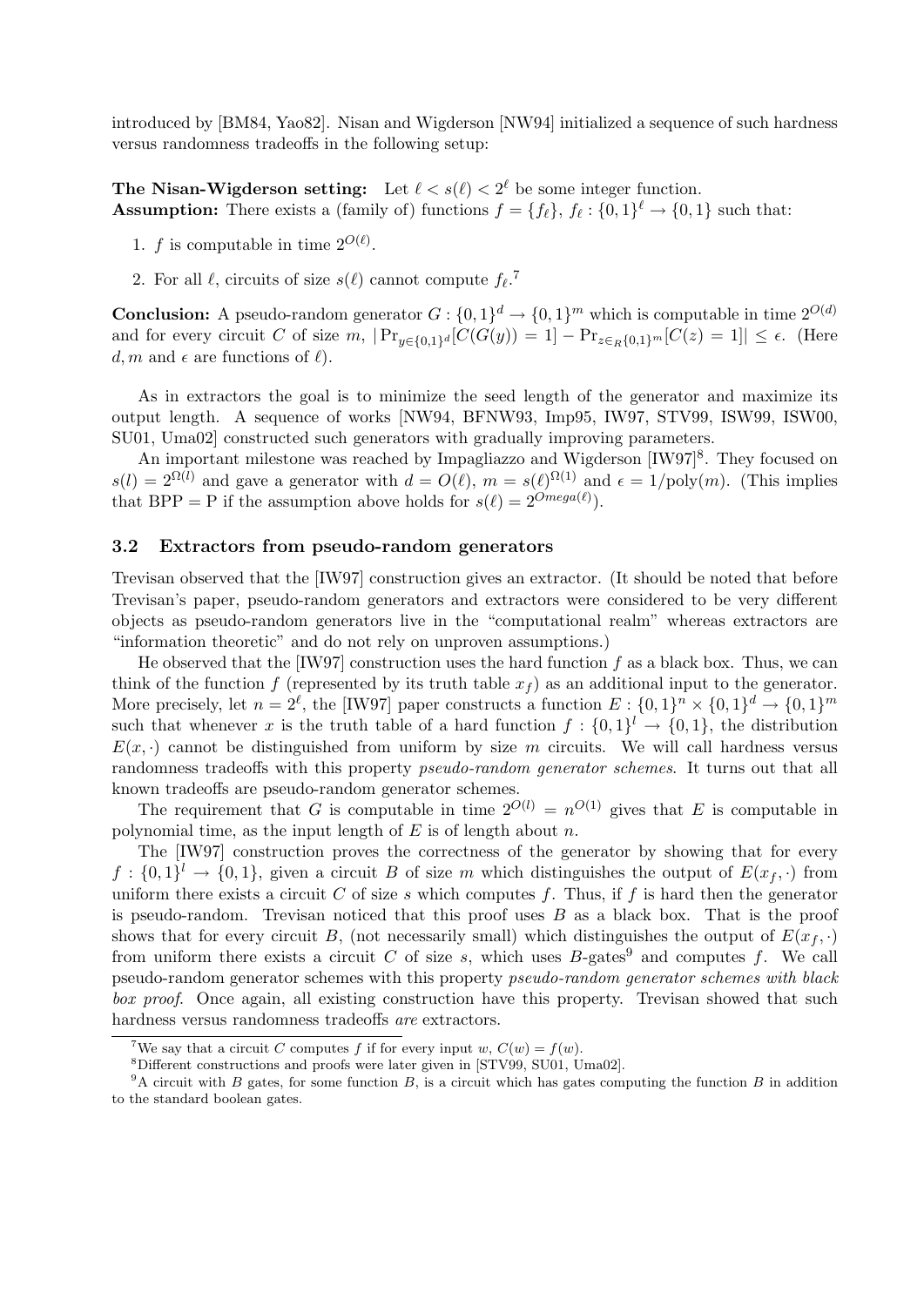introduced by [BM84, Yao82]. Nisan and Wigderson [NW94] initialized a sequence of such hardness versus randomness tradeoffs in the following setup:

**The Nisan-Wigderson setting:** Let $\ell < s(\ell) < 2^\ell$ be some integer function.
**Assumption:** There exists a (family of) functions $f = \{f_\ell\}$, $f_\ell : \{0,1\}^\ell \to \{0,1\}$ such that:

1. $f$ is computable in time $2^{O(\ell)}$.
2. For all $\ell$, circuits of size $s(\ell)$ cannot compute $f_\ell$.[7]

**Conclusion:** A pseudo-random generator $G : \{0,1\}^d \to \{0,1\}^m$ which is computable in time $2^{O(d)}$ and for every circuit $C$ of size $m$, $|\Pr_{y \in \{0,1\}^d}[C(G(y)) = 1] - \Pr_{z \in_R \{0,1\}^m}[C(z) = 1]| \leq \epsilon$. (Here $d, m$ and $\epsilon$ are functions of $\ell$).

As in extractors the goal is to minimize the seed length of the generator and maximize its output length. A sequence of works [NW94, BFNW93, Imp95, IW97, STV99, ISW99, ISW00, SU01, Uma02] constructed such generators with gradually improving parameters.

An important milestone was reached by Impagliazzo and Wigderson [IW97][8]. They focused on $s(l) = 2^{\Omega(l)}$ and gave a generator with $d = O(\ell)$, $m = s(\ell)^{\Omega(1)}$ and $\epsilon = 1/\text{poly}(m)$. (This implies that BPP = P if the assumption above holds for $s(\ell) = 2^{Omega(\ell)}$).

### 3.2 Extractors from pseudo-random generators

Trevisan observed that the [IW97] construction gives an extractor. (It should be noted that before Trevisan's paper, pseudo-random generators and extractors were considered to be very different objects as pseudo-random generators live in the "computational realm" whereas extractors are "information theoretic" and do not rely on unproven assumptions.)

He observed that the [IW97] construction uses the hard function $f$ as a black box. Thus, we can think of the function $f$ (represented by its truth table $x_f$) as an additional input to the generator. More precisely, let $n = 2^\ell$, the [IW97] paper constructs a function $E : \{0,1\}^n \times \{0,1\}^d \to \{0,1\}^m$ such that whenever $x$ is the truth table of a hard function $f : \{0,1\}^l \to \{0,1\}$, the distribution $E(x, \cdot)$ cannot be distinguished from uniform by size $m$ circuits. We will call hardness versus randomness tradeoffs with this property *pseudo-random generator schemes*. It turns out that all known tradeoffs are pseudo-random generator schemes.

The requirement that $G$ is computable in time $2^{O(l)} = n^{O(1)}$ gives that $E$ is computable in polynomial time, as the input length of $E$ is of length about $n$.

The [IW97] construction proves the correctness of the generator by showing that for every $f : \{0,1\}^l \to \{0,1\}$, given a circuit $B$ of size $m$ which distinguishes the output of $E(x_f, \cdot)$ from uniform there exists a circuit $C$ of size $s$ which computes $f$. Thus, if $f$ is hard then the generator is pseudo-random. Trevisan noticed that this proof uses $B$ as a black box. That is the proof shows that for every circuit $B$, (not necessarily small) which distinguishes the output of $E(x_f, \cdot)$ from uniform there exists a circuit $C$ of size $s$, which uses $B$-gates[9] and computes $f$. We call pseudo-random generator schemes with this property *pseudo-random generator schemes with black box proof*. Once again, all existing construction have this property. Trevisan showed that such hardness versus randomness tradeoffs *are* extractors.

---

[7] We say that a circuit $C$ computes $f$ if for every input $w$, $C(w) = f(w)$.

[8] Different constructions and proofs were later given in [STV99, SU01, Uma02].

[9] A circuit with $B$ gates, for some function $B$, is a circuit which has gates computing the function $B$ in addition to the standard boolean gates.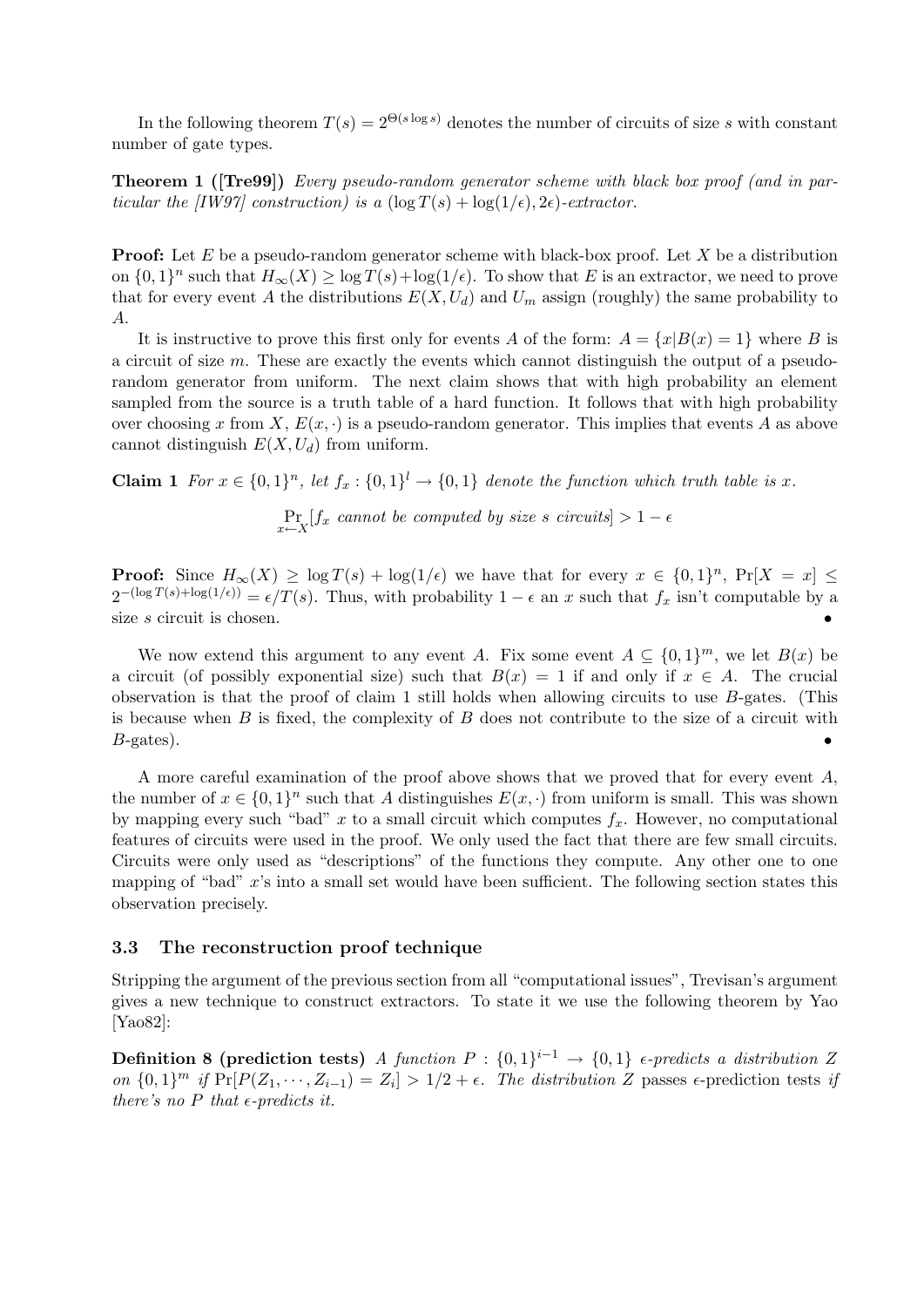In the following theorem $T(s) = 2^{\Theta(s \log s)}$ denotes the number of circuits of size $s$ with constant number of gate types.

**Theorem 1 ([Tre99])** *Every pseudo-random generator scheme with black box proof (and in particular the [IW97] construction) is a $(\log T(s) + \log(1/\epsilon), 2\epsilon)$-extractor.*

**Proof:** Let $E$ be a pseudo-random generator scheme with black-box proof. Let $X$ be a distribution on $\{0,1\}^n$ such that $H_\infty(X) \geq \log T(s) + \log(1/\epsilon)$. To show that $E$ is an extractor, we need to prove that for every event $A$ the distributions $E(X, U_d)$ and $U_m$ assign (roughly) the same probability to $A$.

It is instructive to prove this first only for events $A$ of the form: $A = \{x | B(x) = 1\}$ where $B$ is a circuit of size $m$. These are exactly the events which cannot distinguish the output of a pseudo-random generator from uniform. The next claim shows that with high probability an element sampled from the source is a truth table of a hard function. It follows that with high probability over choosing $x$ from $X$, $E(x, \cdot)$ is a pseudo-random generator. This implies that events $A$ as above cannot distinguish $E(X, U_d)$ from uniform.

**Claim 1** *For $x \in \{0,1\}^n$, let $f_x : \{0,1\}^l \to \{0,1\}$ denote the function which truth table is $x$.*

$$\Pr_{x \leftarrow X}[f_x \text{ cannot be computed by size } s \text{ circuits}] > 1 - \epsilon$$

**Proof:** Since $H_\infty(X) \geq \log T(s) + \log(1/\epsilon)$ we have that for every $x \in \{0,1\}^n$, $\Pr[X = x] \leq 2^{-(\log T(s) + \log(1/\epsilon))} = \epsilon / T(s)$. Thus, with probability $1 - \epsilon$ an $x$ such that $f_x$ isn't computable by a size $s$ circuit is chosen. •

We now extend this argument to any event $A$. Fix some event $A \subseteq \{0,1\}^m$, we let $B(x)$ be a circuit (of possibly exponential size) such that $B(x) = 1$ if and only if $x \in A$. The crucial observation is that the proof of claim 1 still holds when allowing circuits to use $B$-gates. (This is because when $B$ is fixed, the complexity of $B$ does not contribute to the size of a circuit with $B$-gates). •

A more careful examination of the proof above shows that we proved that for every event $A$, the number of $x \in \{0,1\}^n$ such that $A$ distinguishes $E(x, \cdot)$ from uniform is small. This was shown by mapping every such "bad" $x$ to a small circuit which computes $f_x$. However, no computational features of circuits were used in the proof. We only used the fact that there are few small circuits. Circuits were only used as "descriptions" of the functions they compute. Any other one to one mapping of "bad" $x$'s into a small set would have been sufficient. The following section states this observation precisely.

### 3.3 The reconstruction proof technique

Stripping the argument of the previous section from all "computational issues", Trevisan's argument gives a new technique to construct extractors. To state it we use the following theorem by Yao [Yao82]:

**Definition 8 (prediction tests)** *A function $P : \{0,1\}^{i-1} \to \{0,1\}$ $\epsilon$-predicts a distribution $Z$ on $\{0,1\}^m$ if $\Pr[P(Z_1, \cdots, Z_{i-1}) = Z_i] > 1/2 + \epsilon$. The distribution $Z$* passes $\epsilon$-prediction tests *if there's no $P$ that $\epsilon$-predicts it.*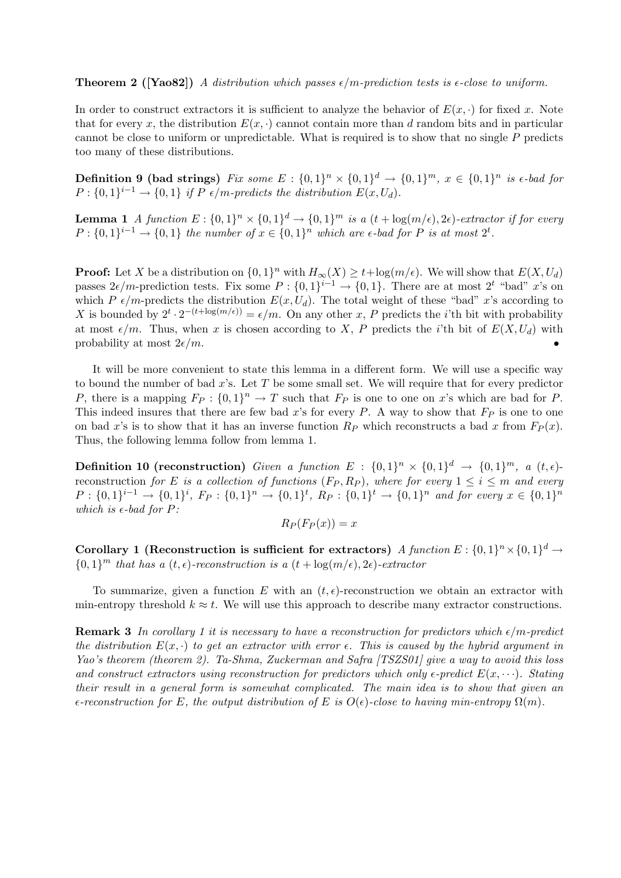**Theorem 2 ([Yao82])** *A distribution which passes $\epsilon/m$-prediction tests is $\epsilon$-close to uniform.*

In order to construct extractors it is sufficient to analyze the behavior of $E(x, \cdot)$ for fixed $x$. Note that for every $x$, the distribution $E(x, \cdot)$ cannot contain more than $d$ random bits and in particular cannot be close to uniform or unpredictable. What is required is to show that no single $P$ predicts too many of these distributions.

**Definition 9 (bad strings)** *Fix some $E : \{0,1\}^n \times \{0,1\}^d \to \{0,1\}^m$, $x \in \{0,1\}^n$ is $\epsilon$-bad for $P : \{0,1\}^{i-1} \to \{0,1\}$ if $P$ $\epsilon/m$-predicts the distribution $E(x, U_d)$.*

**Lemma 1** *A function $E : \{0,1\}^n \times \{0,1\}^d \to \{0,1\}^m$ is a $(t + \log(m/\epsilon), 2\epsilon)$-extractor if for every $P : \{0,1\}^{i-1} \to \{0,1\}$ the number of $x \in \{0,1\}^n$ which are $\epsilon$-bad for $P$ is at most $2^t$.*

**Proof:** Let $X$ be a distribution on $\{0,1\}^n$ with $H_\infty(X) \geq t + \log(m/\epsilon)$. We will show that $E(X, U_d)$ passes $2\epsilon/m$-prediction tests. Fix some $P : \{0,1\}^{i-1} \to \{0,1\}$. There are at most $2^t$ "bad" $x$'s on which $P$ $\epsilon/m$-predicts the distribution $E(x, U_d)$. The total weight of these "bad" $x$'s according to $X$ is bounded by $2^t \cdot 2^{-(t+\log(m/\epsilon))} = \epsilon/m$. On any other $x$, $P$ predicts the $i$'th bit with probability at most $\epsilon/m$. Thus, when $x$ is chosen according to $X$, $P$ predicts the $i$'th bit of $E(X, U_d)$ with probability at most $2\epsilon/m$. •

It will be more convenient to state this lemma in a different form. We will use a specific way to bound the number of bad $x$'s. Let $T$ be some small set. We will require that for every predictor $P$, there is a mapping $F_P : \{0,1\}^n \to T$ such that $F_P$ is one to one on $x$'s which are bad for $P$. This indeed insures that there are few bad $x$'s for every $P$. A way to show that $F_P$ is one to one on bad $x$'s is to show that it has an inverse function $R_P$ which reconstructs a bad $x$ from $F_P(x)$. Thus, the following lemma follow from lemma 1.

**Definition 10 (reconstruction)** *Given a function $E : \{0,1\}^n \times \{0,1\}^d \to \{0,1\}^m$, a $(t, \epsilon)$-reconstruction for $E$ is a collection of functions $(F_P, R_P)$, where for every $1 \leq i \leq m$ and every $P : \{0,1\}^{i-1} \to \{0,1\}^i$, $F_P : \{0,1\}^n \to \{0,1\}^t$, $R_P : \{0,1\}^t \to \{0,1\}^n$ and for every $x \in \{0,1\}^n$ which is $\epsilon$-bad for $P$:*

$$R_P(F_P(x)) = x$$

**Corollary 1 (Reconstruction is sufficient for extractors)** *A function $E : \{0,1\}^n \times \{0,1\}^d \to \{0,1\}^m$ that has a $(t, \epsilon)$-reconstruction is a $(t + \log(m/\epsilon), 2\epsilon)$-extractor*

To summarize, given a function $E$ with an $(t, \epsilon)$-reconstruction we obtain an extractor with min-entropy threshold $k \approx t$. We will use this approach to describe many extractor constructions.

**Remark 3** *In corollary 1 it is necessary to have a reconstruction for predictors which $\epsilon/m$-predict the distribution $E(x, \cdot)$ to get an extractor with error $\epsilon$. This is caused by the hybrid argument in Yao's theorem (theorem 2). Ta-Shma, Zuckerman and Safra [TSZS01] give a way to avoid this loss and construct extractors using reconstruction for predictors which only $\epsilon$-predict $E(x, \cdots)$. Stating their result in a general form is somewhat complicated. The main idea is to show that given an $\epsilon$-reconstruction for $E$, the output distribution of $E$ is $O(\epsilon)$-close to having min-entropy $\Omega(m)$.*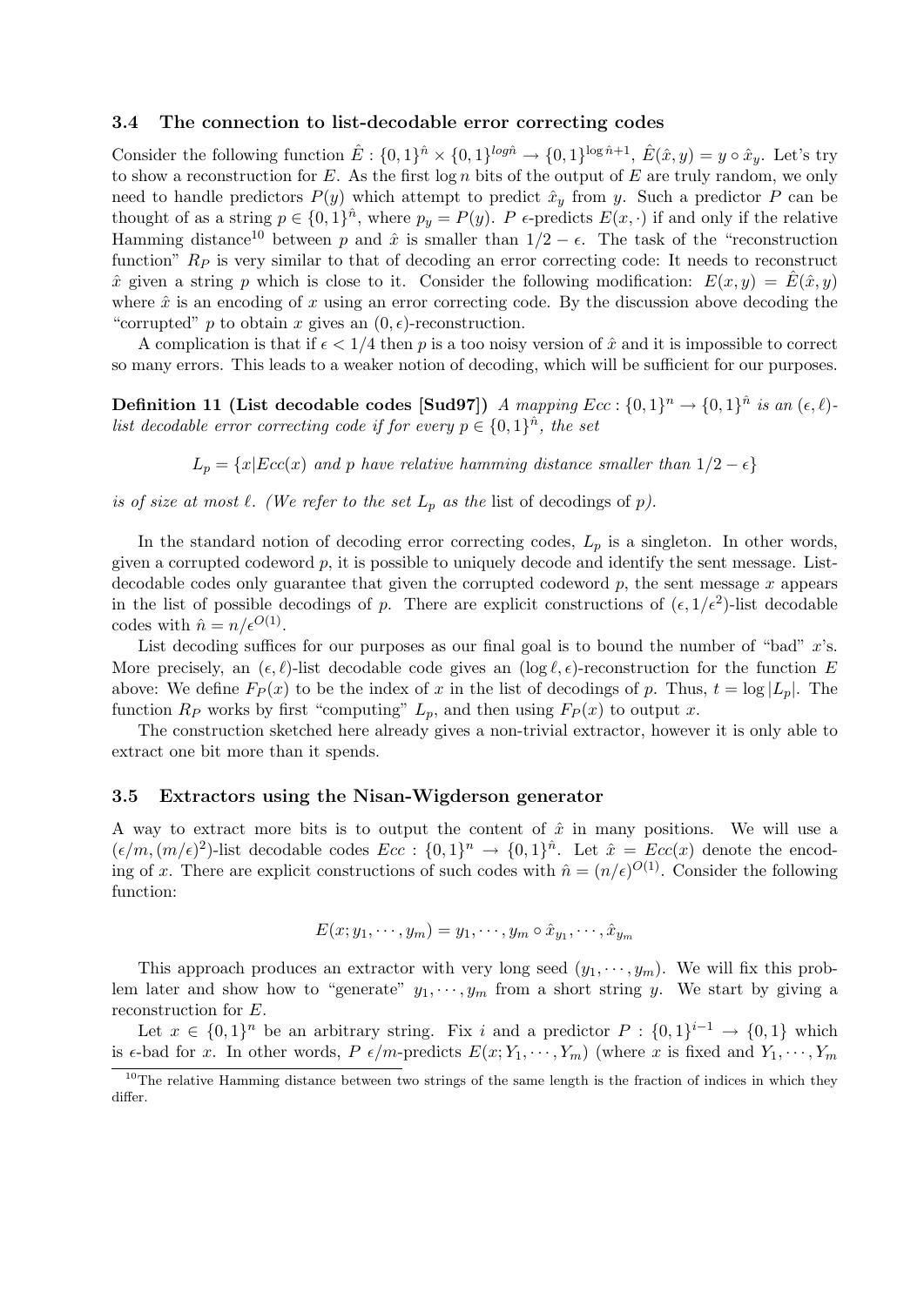### 3.4 The connection to list-decodable error correcting codes

Consider the following function $\hat{E} : \{0,1\}^{\hat{n}} \times \{0,1\}^{log \hat{n}} \to \{0,1\}^{\log \hat{n}+1}$, $\hat{E}(\hat{x}, y) = y \circ \hat{x}_y$. Let's try to show a reconstruction for $E$. As the first $\log n$ bits of the output of $E$ are truly random, we only need to handle predictors $P(y)$ which attempt to predict $\hat{x}_y$ from $y$. Such a predictor $P$ can be thought of as a string $p \in \{0,1\}^{\hat{n}}$, where $p_y = P(y)$. $P$ $\epsilon$-predicts $E(x, \cdot)$ if and only if the relative Hamming distance[10] between $p$ and $\hat{x}$ is smaller than $1/2 - \epsilon$. The task of the "reconstruction function" $R_P$ is very similar to that of decoding an error correcting code: It needs to reconstruct $\hat{x}$ given a string $p$ which is close to it. Consider the following modification: $E(x, y) = \hat{E}(\hat{x}, y)$ where $\hat{x}$ is an encoding of $x$ using an error correcting code. By the discussion above decoding the "corrupted" $p$ to obtain $x$ gives an $(0, \epsilon)$-reconstruction.

A complication is that if $\epsilon < 1/4$ then $p$ is a too noisy version of $\hat{x}$ and it is impossible to correct so many errors. This leads to a weaker notion of decoding, which will be sufficient for our purposes.

**Definition 11 (List decodable codes [Sud97])** *A mapping $Ecc : \{0,1\}^n \to \{0,1\}^{\hat{n}}$ is an $(\epsilon, \ell)$-list decodable error correcting code if for every $p \in \{0,1\}^{\hat{n}}$, the set*

$$L_p = \{x | Ecc(x) \text{ and } p \text{ have relative hamming distance smaller than } 1/2 - \epsilon\}$$

*is of size at most $\ell$. (We refer to the set $L_p$ as the* list of decodings of $p$*).*

In the standard notion of decoding error correcting codes, $L_p$ is a singleton. In other words, given a corrupted codeword $p$, it is possible to uniquely decode and identify the sent message. List-decodable codes only guarantee that given the corrupted codeword $p$, the sent message $x$ appears in the list of possible decodings of $p$. There are explicit constructions of $(\epsilon, 1/\epsilon^2)$-list decodable codes with $\hat{n} = n/\epsilon^{O(1)}$.

List decoding suffices for our purposes as our final goal is to bound the number of "bad" $x$'s. More precisely, an $(\epsilon, \ell)$-list decodable code gives an $(\log \ell, \epsilon)$-reconstruction for the function $E$ above: We define $F_P(x)$ to be the index of $x$ in the list of decodings of $p$. Thus, $t = \log |L_p|$. The function $R_P$ works by first "computing" $L_p$, and then using $F_P(x)$ to output $x$.

The construction sketched here already gives a non-trivial extractor, however it is only able to extract one bit more than it spends.

### 3.5 Extractors using the Nisan-Wigderson generator

A way to extract more bits is to output the content of $\hat{x}$ in many positions. We will use a $(\epsilon/m, (m/\epsilon)^2)$-list decodable codes $Ecc : \{0,1\}^n \to \{0,1\}^{\hat{n}}$. Let $\hat{x} = Ecc(x)$ denote the encoding of $x$. There are explicit constructions of such codes with $\hat{n} = (n/\epsilon)^{O(1)}$. Consider the following function:

$$E(x; y_1, \cdots, y_m) = y_1, \cdots, y_m \circ \hat{x}_{y_1}, \cdots, \hat{x}_{y_m}$$

This approach produces an extractor with very long seed $(y_1, \cdots, y_m)$. We will fix this problem later and show how to "generate" $y_1, \cdots, y_m$ from a short string $y$. We start by giving a reconstruction for $E$.

Let $x \in \{0,1\}^n$ be an arbitrary string. Fix $i$ and a predictor $P : \{0,1\}^{i-1} \to \{0,1\}$ which is $\epsilon$-bad for $x$. In other words, $P$ $\epsilon/m$-predicts $E(x; Y_1, \cdots, Y_m)$ (where $x$ is fixed and $Y_1, \cdots, Y_m$

[10] The relative Hamming distance between two strings of the same length is the fraction of indices in which they differ.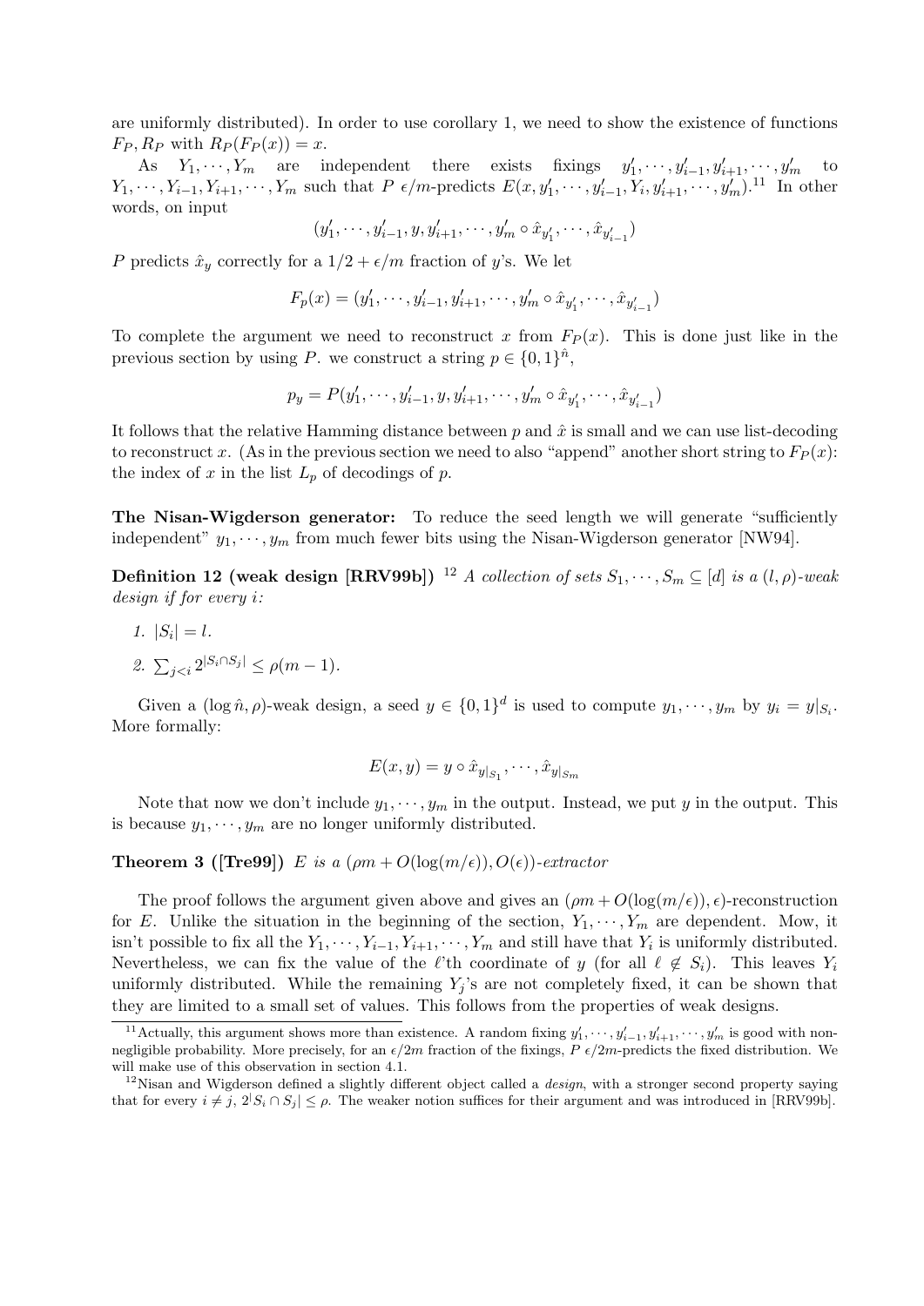are uniformly distributed). In order to use corollary 1, we need to show the existence of functions $F_P, R_P$ with $R_P(F_P(x)) = x$.

As $Y_1, \cdots, Y_m$ are independent there exists fixings $y'_1, \cdots, y'_{i-1}, y'_{i+1}, \cdots, y'_m$ to $Y_1, \cdots, Y_{i-1}, Y_{i+1}, \cdots, Y_m$ such that $P$ $\epsilon/m$-predicts $E(x, y'_1, \cdots, y'_{i-1}, Y_i, y'_{i+1}, \cdots, y'_m)$.[11] In other words, on input

$$(y'_1, \cdots, y'_{i-1}, y, y'_{i+1}, \cdots, y'_m \circ \hat{x}_{y'_1}, \cdots, \hat{x}_{y'_{i-1}})$$

$P$ predicts $\hat{x}_y$ correctly for a $1/2 + \epsilon/m$ fraction of $y$'s. We let

$$F_p(x) = (y'_1, \cdots, y'_{i-1}, y'_{i+1}, \cdots, y'_m \circ \hat{x}_{y'_1}, \cdots, \hat{x}_{y'_{i-1}})$$

To complete the argument we need to reconstruct $x$ from $F_P(x)$. This is done just like in the previous section by using $P$. we construct a string $p \in \{0,1\}^{\hat{n}}$,

$$p_y = P(y'_1, \cdots, y'_{i-1}, y, y'_{i+1}, \cdots, y'_m \circ \hat{x}_{y'_1}, \cdots, \hat{x}_{y'_{i-1}})$$

It follows that the relative Hamming distance between $p$ and $\hat{x}$ is small and we can use list-decoding to reconstruct $x$. (As in the previous section we need to also "append" another short string to $F_P(x)$: the index of $x$ in the list $L_p$ of decodings of $p$.

**The Nisan-Wigderson generator:** To reduce the seed length we will generate "sufficiently independent" $y_1, \cdots, y_m$ from much fewer bits using the Nisan-Wigderson generator [NW94].

**Definition 12 (weak design [RRV99b])** [12] *A collection of sets $S_1, \cdots, S_m \subseteq [d]$ is a $(l, \rho)$-weak design if for every $i$:*

1. $|S_i| = l$.
2. $\sum_{j<i} 2^{|S_i \cap S_j|} \leq \rho(m-1)$.

Given a $(\log \hat{n}, \rho)$-weak design, a seed $y \in \{0,1\}^d$ is used to compute $y_1, \cdots, y_m$ by $y_i = y|_{S_i}$. More formally:

$$E(x, y) = y \circ \hat{x}_{y|_{S_1}}, \cdots, \hat{x}_{y|_{S_m}}$$

Note that now we don't include $y_1, \cdots, y_m$ in the output. Instead, we put $y$ in the output. This is because $y_1, \cdots, y_m$ are no longer uniformly distributed.

**Theorem 3 ([Tre99])** *$E$ is a $(\rho m + O(\log(m/\epsilon)), O(\epsilon))$-extractor*

The proof follows the argument given above and gives an $(\rho m + O(\log(m/\epsilon)), \epsilon)$-reconstruction for $E$. Unlike the situation in the beginning of the section, $Y_1, \cdots, Y_m$ are dependent. Mow, it isn't possible to fix all the $Y_1, \cdots, Y_{i-1}, Y_{i+1}, \cdots, Y_m$ and still have that $Y_i$ is uniformly distributed. Nevertheless, we can fix the value of the $\ell$'th coordinate of $y$ (for all $\ell \notin S_i$). This leaves $Y_i$ uniformly distributed. While the remaining $Y_j$'s are not completely fixed, it can be shown that they are limited to a small set of values. This follows from the properties of weak designs.

---

[11] Actually, this argument shows more than existence. A random fixing $y'_1, \cdots, y'_{i-1}, y'_{i+1}, \cdots, y'_m$ is good with non-negligible probability. More precisely, for an $\epsilon/2m$ fraction of the fixings, $P$ $\epsilon/2m$-predicts the fixed distribution. We will make use of this observation in section 4.1.

[12] Nisan and Wigderson defined a slightly different object called a *design*, with a stronger second property saying that for every $i \neq j$, $2^{|S_i \cap S_j|} \leq \rho$. The weaker notion suffices for their argument and was introduced in [RRV99b].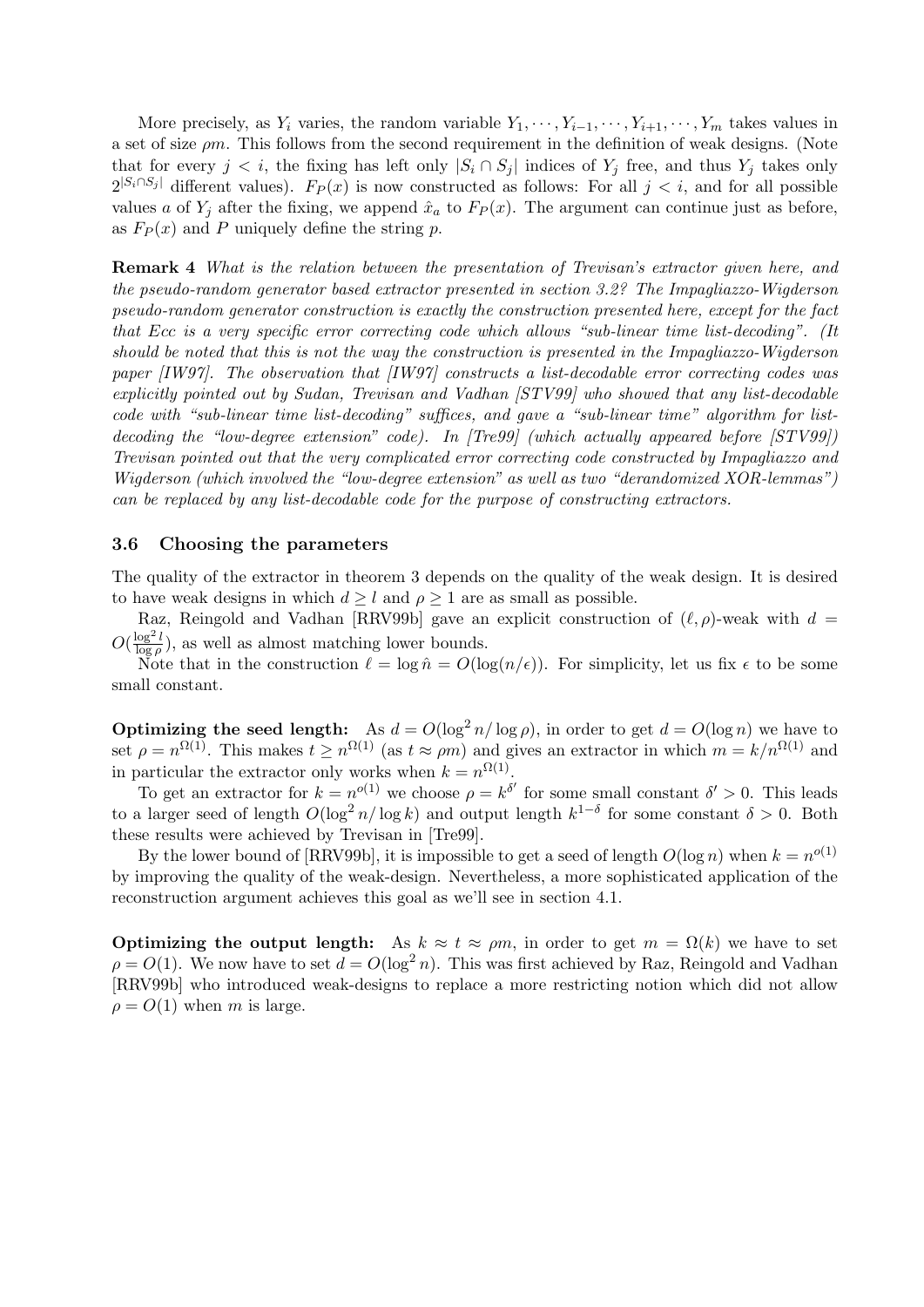More precisely, as $Y_i$ varies, the random variable $Y_1, \cdots, Y_{i-1}, \cdots, Y_{i+1}, \cdots, Y_m$ takes values in a set of size $\rho m$. This follows from the second requirement in the definition of weak designs. (Note that for every $j < i$, the fixing has left only $|S_i \cap S_j|$ indices of $Y_j$ free, and thus $Y_j$ takes only $2^{|S_i \cap S_j|}$ different values). $F_P(x)$ is now constructed as follows: For all $j < i$, and for all possible values $a$ of $Y_j$ after the fixing, we append $\hat{x}_a$ to $F_P(x)$. The argument can continue just as before, as $F_P(x)$ and $P$ uniquely define the string $p$.

**Remark 4** *What is the relation between the presentation of Trevisan's extractor given here, and the pseudo-random generator based extractor presented in section 3.2? The Impagliazzo-Wigderson pseudo-random generator construction is exactly the construction presented here, except for the fact that Ecc is a very specific error correcting code which allows "sub-linear time list-decoding". (It should be noted that this is not the way the construction is presented in the Impagliazzo-Wigderson paper [IW97]. The observation that [IW97] constructs a list-decodable error correcting codes was explicitly pointed out by Sudan, Trevisan and Vadhan [STV99] who showed that any list-decodable code with "sub-linear time list-decoding" suffices, and gave a "sub-linear time" algorithm for list-decoding the "low-degree extension" code). In [Tre99] (which actually appeared before [STV99]) Trevisan pointed out that the very complicated error correcting code constructed by Impagliazzo and Wigderson (which involved the "low-degree extension" as well as two "derandomized XOR-lemmas") can be replaced by any list-decodable code for the purpose of constructing extractors.*

### 3.6 Choosing the parameters

The quality of the extractor in theorem 3 depends on the quality of the weak design. It is desired to have weak designs in which $d \geq l$ and $\rho \geq 1$ are as small as possible.

Raz, Reingold and Vadhan [RRV99b] gave an explicit construction of $(\ell, \rho)$-weak with $d = O(\frac{\log^2 l}{\log \rho})$, as well as almost matching lower bounds.

Note that in the construction $\ell = \log \hat{n} = O(\log(n/\epsilon))$. For simplicity, let us fix $\epsilon$ to be some small constant.

**Optimizing the seed length:** As $d = O(\log^2 n / \log \rho)$, in order to get $d = O(\log n)$ we have to set $\rho = n^{\Omega(1)}$. This makes $t \geq n^{\Omega(1)}$ (as $t \approx \rho m$) and gives an extractor in which $m = k/n^{\Omega(1)}$ and in particular the extractor only works when $k = n^{\Omega(1)}$.

To get an extractor for $k = n^{o(1)}$ we choose $\rho = k^{\delta'}$ for some small constant $\delta' > 0$. This leads to a larger seed of length $O(\log^2 n / \log k)$ and output length $k^{1-\delta}$ for some constant $\delta > 0$. Both these results were achieved by Trevisan in [Tre99].

By the lower bound of [RRV99b], it is impossible to get a seed of length $O(\log n)$ when $k = n^{o(1)}$ by improving the quality of the weak-design. Nevertheless, a more sophisticated application of the reconstruction argument achieves this goal as we'll see in section 4.1.

**Optimizing the output length:** As $k \approx t \approx \rho m$, in order to get $m = \Omega(k)$ we have to set $\rho = O(1)$. We now have to set $d = O(\log^2 n)$. This was first achieved by Raz, Reingold and Vadhan [RRV99b] who introduced weak-designs to replace a more restricting notion which did not allow $\rho = O(1)$ when $m$ is large.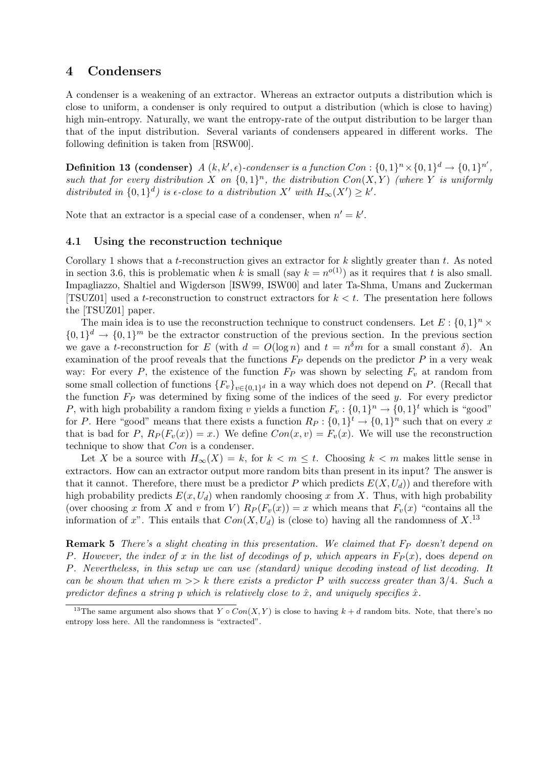## 4 Condensers

A condenser is a weakening of an extractor. Whereas an extractor outputs a distribution which is close to uniform, a condenser is only required to output a distribution (which is close to having) high min-entropy. Naturally, we want the entropy-rate of the output distribution to be larger than that of the input distribution. Several variants of condensers appeared in different works. The following definition is taken from [RSW00].

**Definition 13 (condenser)** *A $(k, k', \epsilon)$-condenser is a function $Con : \{0,1\}^n \times \{0,1\}^d \to \{0,1\}^{n'}$, such that for every distribution $X$ on $\{0,1\}^n$, the distribution $Con(X, Y)$ (where $Y$ is uniformly distributed in $\{0,1\}^d$) is $\epsilon$-close to a distribution $X'$ with $H_\infty(X') \geq k'$.*

Note that an extractor is a special case of a condenser, when $n' = k'$.

### 4.1 Using the reconstruction technique

Corollary 1 shows that a $t$-reconstruction gives an extractor for $k$ slightly greater than $t$. As noted in section 3.6, this is problematic when $k$ is small (say $k = n^{o(1)}$) as it requires that $t$ is also small. Impagliazzo, Shaltiel and Wigderson [ISW99, ISW00] and later Ta-Shma, Umans and Zuckerman [TSUZ01] used a $t$-reconstruction to construct extractors for $k < t$. The presentation here follows the [TSUZ01] paper.

The main idea is to use the reconstruction technique to construct condensers. Let $E : \{0,1\}^n \times \{0,1\}^d \to \{0,1\}^m$ be the extractor construction of the previous section. In the previous section we gave a $t$-reconstruction for $E$ (with $d = O(\log n)$ and $t = n^\delta m$ for a small constant $\delta$). An examination of the proof reveals that the functions $F_P$ depends on the predictor $P$ in a very weak way: For every $P$, the existence of the function $F_P$ was shown by selecting $F_v$ at random from some small collection of functions $\{F_v\}_{v \in \{0,1\}^d}$ in a way which does not depend on $P$. (Recall that the function $F_P$ was determined by fixing some of the indices of the seed $y$. For every predictor $P$, with high probability a random fixing $v$ yields a function $F_v : \{0,1\}^n \to \{0,1\}^t$ which is "good" for $P$. Here "good" means that there exists a function $R_P : \{0,1\}^t \to \{0,1\}^n$ such that on every $x$ that is bad for $P$, $R_P(F_v(x)) = x$.) We define $Con(x, v) = F_v(x)$. We will use the reconstruction technique to show that $Con$ is a condenser.

Let $X$ be a source with $H_\infty(X) = k$, for $k < m \leq t$. Choosing $k < m$ makes little sense in extractors. How can an extractor output more random bits than present in its input? The answer is that it cannot. Therefore, there must be a predictor $P$ which predicts $E(X, U_d)$) and therefore with high probability predicts $E(x, U_d)$ when randomly choosing $x$ from $X$. Thus, with high probability (over choosing $x$ from $X$ and $v$ from $V$) $R_P(F_v(x)) = x$ which means that $F_v(x)$ "contains all the information of $x$". This entails that $Con(X, U_d)$ is (close to) having all the randomness of $X$.[13]

**Remark 5** *There's a slight cheating in this presentation. We claimed that $F_P$ doesn't depend on $P$. However, the index of $x$ in the list of decodings of $p$, which appears in $F_P(x)$, does depend on $P$. Nevertheless, in this setup we can use (standard) unique decoding instead of list decoding. It can be shown that when $m >> k$ there exists a predictor $P$ with success greater than $3/4$. Such a predictor defines a string $p$ which is relatively close to $\hat{x}$, and uniquely specifies $\hat{x}$.*

[13] The same argument also shows that $Y \circ Con(X, Y)$ is close to having $k + d$ random bits. Note, that there's no entropy loss here. All the randomness is "extracted".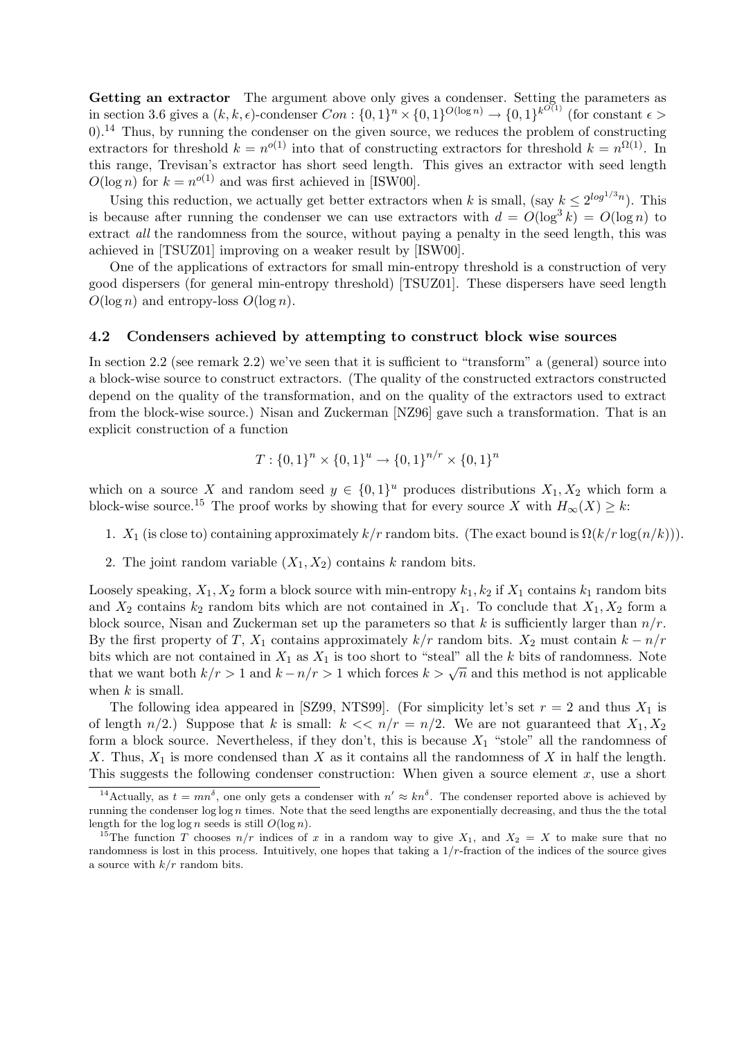**Getting an extractor** The argument above only gives a condenser. Setting the parameters as in section 3.6 gives a $(k, k, \epsilon)$-condenser $Con : \{0,1\}^n \times \{0,1\}^{O(\log n)} \to \{0,1\}^{k^{O(1)}}$ (for constant $\epsilon > 0$).[14] Thus, by running the condenser on the given source, we reduces the problem of constructing extractors for threshold $k = n^{o(1)}$ into that of constructing extractors for threshold $k = n^{\Omega(1)}$. In this range, Trevisan's extractor has short seed length. This gives an extractor with seed length $O(\log n)$ for $k = n^{o(1)}$ and was first achieved in [ISW00].

Using this reduction, we actually get better extractors when $k$ is small, (say $k \le 2^{log^{1/3} n}$). This is because after running the condenser we can use extractors with $d = O(\log^3 k) = O(\log n)$ to extract *all* the randomness from the source, without paying a penalty in the seed length, this was achieved in [TSUZ01] improving on a weaker result by [ISW00].

One of the applications of extractors for small min-entropy threshold is a construction of very good dispersers (for general min-entropy threshold) [TSUZ01]. These dispersers have seed length $O(\log n)$ and entropy-loss $O(\log n)$.

## 4.2 Condensers achieved by attempting to construct block wise sources

In section 2.2 (see remark 2.2) we've seen that it is sufficient to "transform" a (general) source into a block-wise source to construct extractors. (The quality of the constructed extractors constructed depend on the quality of the transformation, and on the quality of the extractors used to extract from the block-wise source.) Nisan and Zuckerman [NZ96] gave such a transformation. That is an explicit construction of a function

$$T : \{0,1\}^n \times \{0,1\}^u \to \{0,1\}^{n/r} \times \{0,1\}^n$$

which on a source $X$ and random seed $y \in \{0,1\}^u$ produces distributions $X_1, X_2$ which form a block-wise source.[15] The proof works by showing that for every source $X$ with $H_\infty(X) \ge k$:

1. $X_1$ (is close to) containing approximately $k/r$ random bits. (The exact bound is $\Omega(k/r \log(n/k))$).
2. The joint random variable $(X_1, X_2)$ contains $k$ random bits.

Loosely speaking, $X_1, X_2$ form a block source with min-entropy $k_1, k_2$ if $X_1$ contains $k_1$ random bits and $X_2$ contains $k_2$ random bits which are not contained in $X_1$. To conclude that $X_1, X_2$ form a block source, Nisan and Zuckerman set up the parameters so that $k$ is sufficiently larger than $n/r$. By the first property of $T$, $X_1$ contains approximately $k/r$ random bits. $X_2$ must contain $k - n/r$ bits which are not contained in $X_1$ as $X_1$ is too short to "steal" all the $k$ bits of randomness. Note that we want both $k/r > 1$ and $k - n/r > 1$ which forces $k > \sqrt{n}$ and this method is not applicable when $k$ is small.

The following idea appeared in [SZ99, NTS99]. (For simplicity let's set $r = 2$ and thus $X_1$ is of length $n/2$.) Suppose that $k$ is small: $k << n/r = n/2$. We are not guaranteed that $X_1, X_2$ form a block source. Nevertheless, if they don't, this is because $X_1$ "stole" all the randomness of $X$. Thus, $X_1$ is more condensed than $X$ as it contains all the randomness of $X$ in half the length. This suggests the following condenser construction: When given a source element $x$, use a short

[14] Actually, as $t = mn^\delta$, one only gets a condenser with $n' \approx kn^\delta$. The condenser reported above is achieved by running the condenser $\log \log n$ times. Note that the seed lengths are exponentially decreasing, and thus the the total length for the $\log \log n$ seeds is still $O(\log n)$.

[15] The function $T$ chooses $n/r$ indices of $x$ in a random way to give $X_1$, and $X_2 = X$ to make sure that no randomness is lost in this process. Intuitively, one hopes that taking a $1/r$-fraction of the indices of the source gives a source with $k/r$ random bits.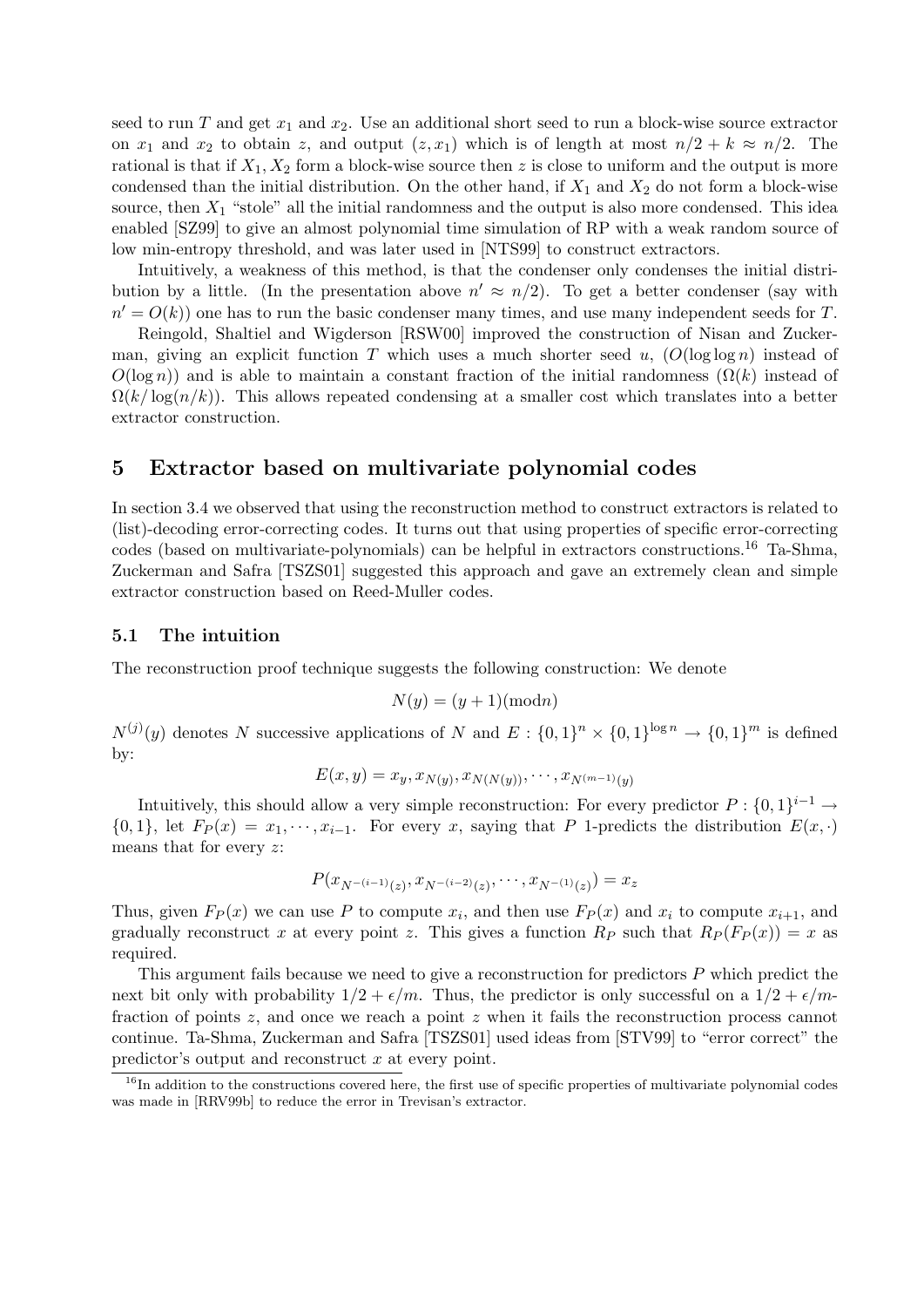seed to run $T$ and get $x_1$ and $x_2$. Use an additional short seed to run a block-wise source extractor on $x_1$ and $x_2$ to obtain $z$, and output $(z, x_1)$ which is of length at most $n/2 + k \approx n/2$. The rational is that if $X_1, X_2$ form a block-wise source then $z$ is close to uniform and the output is more condensed than the initial distribution. On the other hand, if $X_1$ and $X_2$ do not form a block-wise source, then $X_1$ "stole" all the initial randomness and the output is also more condensed. This idea enabled [SZ99] to give an almost polynomial time simulation of RP with a weak random source of low min-entropy threshold, and was later used in [NTS99] to construct extractors.

Intuitively, a weakness of this method, is that the condenser only condenses the initial distribution by a little. (In the presentation above $n' \approx n/2$). To get a better condenser (say with $n' = O(k)$) one has to run the basic condenser many times, and use many independent seeds for $T$.

Reingold, Shaltiel and Wigderson [RSW00] improved the construction of Nisan and Zuckerman, giving an explicit function $T$ which uses a much shorter seed $u$, ($O(\log \log n)$ instead of $O(\log n)$) and is able to maintain a constant fraction of the initial randomness ($\Omega(k)$ instead of $\Omega(k/\log(n/k))$. This allows repeated condensing at a smaller cost which translates into a better extractor construction.

# 5 Extractor based on multivariate polynomial codes

In section 3.4 we observed that using the reconstruction method to construct extractors is related to (list)-decoding error-correcting codes. It turns out that using properties of specific error-correcting codes (based on multivariate-polynomials) can be helpful in extractors constructions.[16] Ta-Shma, Zuckerman and Safra [TSZS01] suggested this approach and gave an extremely clean and simple extractor construction based on Reed-Muller codes.

## 5.1 The intuition

The reconstruction proof technique suggests the following construction: We denote

$$N(y) = (y + 1)(\text{mod} n)$$

$N^{(j)}(y)$ denotes $N$ successive applications of $N$ and $E : \{0,1\}^n \times \{0,1\}^{\log n} \to \{0,1\}^m$ is defined by:

$$E(x, y) = x_y, x_{N(y)}, x_{N(N(y))}, \cdots, x_{N^{(m-1)}(y)}$$

Intuitively, this should allow a very simple reconstruction: For every predictor $P : \{0,1\}^{i-1} \to \{0,1\}$, let $F_P(x) = x_1, \cdots, x_{i-1}$. For every $x$, saying that $P$ 1-predicts the distribution $E(x, \cdot)$ means that for every $z$:

$$P(x_{N^{-(i-1)}(z)}, x_{N^{-(i-2)}(z)}, \cdots, x_{N^{-(1)}(z)}) = x_z$$

Thus, given $F_P(x)$ we can use $P$ to compute $x_i$, and then use $F_P(x)$ and $x_i$ to compute $x_{i+1}$, and gradually reconstruct $x$ at every point $z$. This gives a function $R_P$ such that $R_P(F_P(x)) = x$ as required.

This argument fails because we need to give a reconstruction for predictors $P$ which predict the next bit only with probability $1/2 + \epsilon/m$. Thus, the predictor is only successful on a $1/2 + \epsilon/m$-fraction of points $z$, and once we reach a point $z$ when it fails the reconstruction process cannot continue. Ta-Shma, Zuckerman and Safra [TSZS01] used ideas from [STV99] to "error correct" the predictor's output and reconstruct $x$ at every point.

[16] In addition to the constructions covered here, the first use of specific properties of multivariate polynomial codes was made in [RRV99b] to reduce the error in Trevisan's extractor.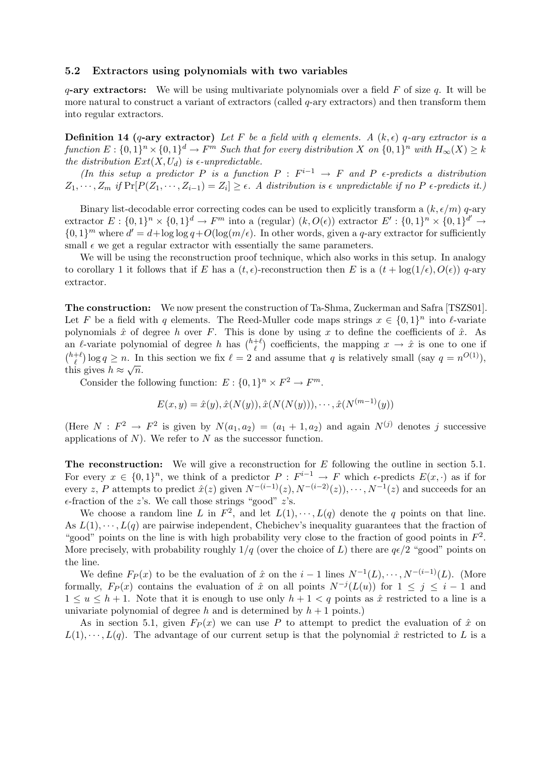### 5.2 Extractors using polynomials with two variables

**$q$-ary extractors:** We will be using multivariate polynomials over a field $F$ of size $q$. It will be more natural to construct a variant of extractors (called $q$-ary extractors) and then transform them into regular extractors.

**Definition 14 ($q$-ary extractor)** *Let $F$ be a field with $q$ elements. A $(k,\epsilon)$ $q$-ary extractor is a function $E: \{0,1\}^n \times \{0,1\}^d \to F^m$ Such that for every distribution $X$ on $\{0,1\}^n$ with $H_\infty(X) \geq k$ the distribution $Ext(X, U_d)$ is $\epsilon$-unpredictable.*

*(In this setup a predictor $P$ is a function $P: F^{i-1} \to F$ and $P$ $\epsilon$-predicts a distribution $Z_1, \cdots, Z_m$ if $\Pr[P(Z_1, \cdots, Z_{i-1}) = Z_i] \geq \epsilon$. A distribution is $\epsilon$ unpredictable if no $P$ $\epsilon$-predicts it.)*

Binary list-decodable error correcting codes can be used to explicitly transform a $(k, \epsilon/m)$ $q$-ary extractor $E: \{0,1\}^n \times \{0,1\}^d \to F^m$ into a (regular) $(k, O(\epsilon))$ extractor $E': \{0,1\}^n \times \{0,1\}^{d'} \to \{0,1\}^m$ where $d' = d + \log\log q + O(\log(m/\epsilon))$. In other words, given a $q$-ary extractor for sufficiently small $\epsilon$ we get a regular extractor with essentially the same parameters.

We will be using the reconstruction proof technique, which also works in this setup. In analogy to corollary 1 it follows that if $E$ has a $(t,\epsilon)$-reconstruction then $E$ is a $(t + \log(1/\epsilon), O(\epsilon))$ $q$-ary extractor.

**The construction:** We now present the construction of Ta-Shma, Zuckerman and Safra [TSZS01]. Let $F$ be a field with $q$ elements. The Reed-Muller code maps strings $x \in \{0,1\}^n$ into $\ell$-variate polynomials $\hat{x}$ of degree $h$ over $F$. This is done by using $x$ to define the coefficients of $\hat{x}$. As an $\ell$-variate polynomial of degree $h$ has $\binom{h+\ell}{\ell}$ coefficients, the mapping $x \to \hat{x}$ is one to one if $\binom{h+\ell}{\ell}\log q \geq n$. In this section we fix $\ell = 2$ and assume that $q$ is relatively small (say $q = n^{O(1)}$), this gives $h \approx \sqrt{n}$.

Consider the following function: $E: \{0,1\}^n \times F^2 \to F^m$.

$$E(x,y) = \hat{x}(y), \hat{x}(N(y)), \hat{x}(N(N(y))), \cdots, \hat{x}(N^{(m-1)}(y))$$

(Here $N: F^2 \to F^2$ is given by $N(a_1, a_2) = (a_1 + 1, a_2)$ and again $N^{(j)}$ denotes $j$ successive applications of $N$). We refer to $N$ as the successor function.

**The reconstruction:** We will give a reconstruction for $E$ following the outline in section 5.1. For every $x \in \{0,1\}^n$, we think of a predictor $P: F^{i-1} \to F$ which $\epsilon$-predicts $E(x,\cdot)$ as if for every $z$, $P$ attempts to predict $\hat{x}(z)$ given $N^{-(i-1)}(z), N^{-(i-2)}(z)), \cdots, N^{-1}(z)$ and succeeds for an $\epsilon$-fraction of the $z$'s. We call those strings "good" $z$'s.

We choose a random line $L$ in $F^2$, and let $L(1), \cdots, L(q)$ denote the $q$ points on that line. As $L(1), \cdots, L(q)$ are pairwise independent, Chebichev's inequality guarantees that the fraction of "good" points on the line is with high probability very close to the fraction of good points in $F^2$. More precisely, with probability roughly $1/q$ (over the choice of $L$) there are $q\epsilon/2$ "good" points on the line.

We define $F_P(x)$ to be the evaluation of $\hat{x}$ on the $i-1$ lines $N^{-1}(L), \cdots, N^{-(i-1)}(L)$. (More formally, $F_P(x)$ contains the evaluation of $\hat{x}$ on all points $N^{-j}(L(u))$ for $1 \leq j \leq i-1$ and $1 \leq u \leq h+1$. Note that it is enough to use only $h+1 < q$ points as $\hat{x}$ restricted to a line is a univariate polynomial of degree $h$ and is determined by $h+1$ points.)

As in section 5.1, given $F_P(x)$ we can use $P$ to attempt to predict the evaluation of $\hat{x}$ on $L(1), \cdots, L(q)$. The advantage of our current setup is that the polynomial $\hat{x}$ restricted to $L$ is a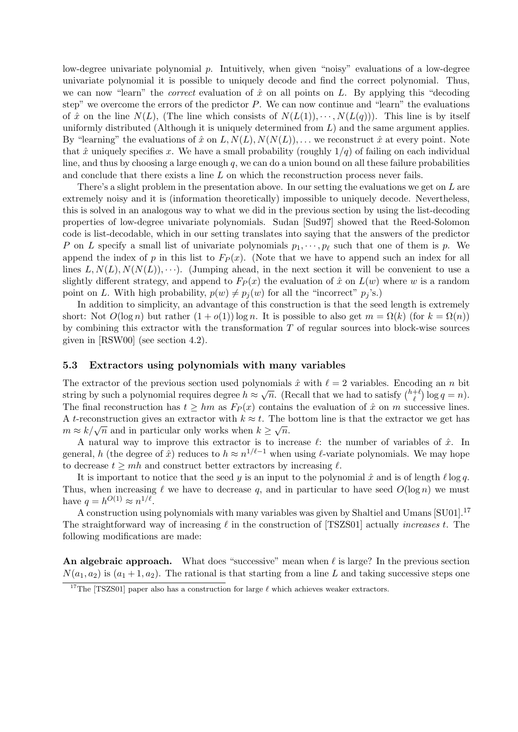low-degree univariate polynomial $p$. Intuitively, when given "noisy" evaluations of a low-degree univariate polynomial it is possible to uniquely decode and find the correct polynomial. Thus, we can now "learn" the *correct* evaluation of $\hat{x}$ on all points on $L$. By applying this "decoding step" we overcome the errors of the predictor $P$. We can now continue and "learn" the evaluations of $\hat{x}$ on the line $N(L)$, (The line which consists of $N(L(1)), \cdots, N(L(q))$). This line is by itself uniformly distributed (Although it is uniquely determined from $L$) and the same argument applies. By "learning" the evaluations of $\hat{x}$ on $L, N(L), N(N(L)), \ldots$ we reconstruct $\hat{x}$ at every point. Note that $\hat{x}$ uniquely specifies $x$. We have a small probability (roughly $1/q$) of failing on each individual line, and thus by choosing a large enough $q$, we can do a union bound on all these failure probabilities and conclude that there exists a line $L$ on which the reconstruction process never fails.

There's a slight problem in the presentation above. In our setting the evaluations we get on $L$ are extremely noisy and it is (information theoretically) impossible to uniquely decode. Nevertheless, this is solved in an analogous way to what we did in the previous section by using the list-decoding properties of low-degree univariate polynomials. Sudan [Sud97] showed that the Reed-Solomon code is list-decodable, which in our setting translates into saying that the answers of the predictor $P$ on $L$ specify a small list of univariate polynomials $p_1, \cdots, p_\ell$ such that one of them is $p$. We append the index of $p$ in this list to $F_P(x)$. (Note that we have to append such an index for all lines $L, N(L), N(N(L)), \cdots$). (Jumping ahead, in the next section it will be convenient to use a slightly different strategy, and append to $F_P(x)$ the evaluation of $\hat{x}$ on $L(w)$ where $w$ is a random point on $L$. With high probability, $p(w) \neq p_j(w)$ for all the "incorrect" $p_j$'s.)

In addition to simplicity, an advantage of this construction is that the seed length is extremely short: Not $O(\log n)$ but rather $(1 + o(1)) \log n$. It is possible to also get $m = \Omega(k)$ (for $k = \Omega(n)$) by combining this extractor with the transformation $T$ of regular sources into block-wise sources given in [RSW00] (see section 4.2).

### 5.3 Extractors using polynomials with many variables

The extractor of the previous section used polynomials $\hat{x}$ with $\ell = 2$ variables. Encoding an $n$ bit string by such a polynomial requires degree $h \approx \sqrt{n}$. (Recall that we had to satisfy $\binom{h+\ell}{\ell} \log q = n$). The final reconstruction has $t \geq hm$ as $F_P(x)$ contains the evaluation of $\hat{x}$ on $m$ successive lines. A $t$-reconstruction gives an extractor with $k \approx t$. The bottom line is that the extractor we get has $m \approx k/\sqrt{n}$ and in particular only works when $k \geq \sqrt{n}$.

A natural way to improve this extractor is to increase $\ell$: the number of variables of $\hat{x}$. In general, $h$ (the degree of $\hat{x}$) reduces to $h \approx n^{1/\ell - 1}$ when using $\ell$-variate polynomials. We may hope to decrease $t \geq mh$ and construct better extractors by increasing $\ell$.

It is important to notice that the seed $y$ is an input to the polynomial $\hat{x}$ and is of length $\ell \log q$. Thus, when increasing $\ell$ we have to decrease $q$, and in particular to have seed $O(\log n)$ we must have $q = h^{O(1)} \approx n^{1/\ell}$.

A construction using polynomials with many variables was given by Shaltiel and Umans [SU01].[17] The straightforward way of increasing $\ell$ in the construction of [TSZS01] actually *increases* $t$. The following modifications are made:

**An algebraic approach.** What does "successive" mean when $\ell$ is large? In the previous section $N(a_1, a_2)$ is $(a_1 + 1, a_2)$. The rational is that starting from a line $L$ and taking successive steps one

[17] The [TSZS01] paper also has a construction for large $\ell$ which achieves weaker extractors.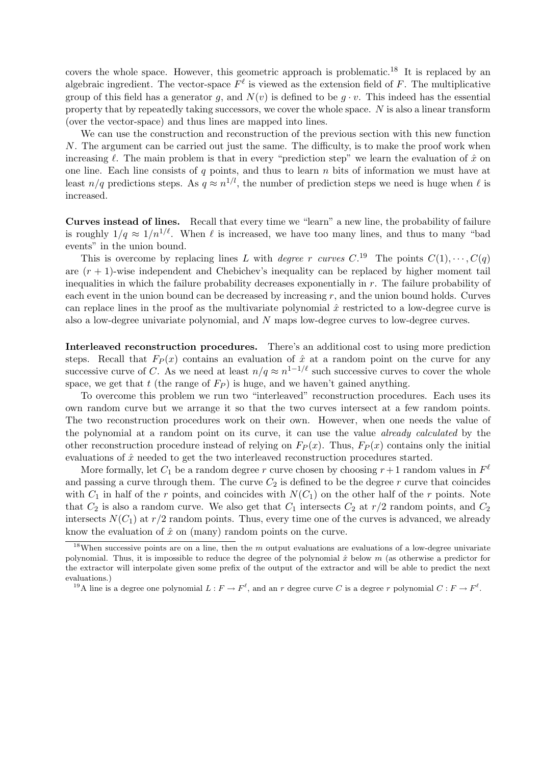covers the whole space. However, this geometric approach is problematic.[18] It is replaced by an algebraic ingredient. The vector-space $F^\ell$ is viewed as the extension field of $F$. The multiplicative group of this field has a generator $g$, and $N(v)$ is defined to be $g \cdot v$. This indeed has the essential property that by repeatedly taking successors, we cover the whole space. $N$ is also a linear transform (over the vector-space) and thus lines are mapped into lines.

We can use the construction and reconstruction of the previous section with this new function $N$. The argument can be carried out just the same. The difficulty, is to make the proof work when increasing $\ell$. The main problem is that in every "prediction step" we learn the evaluation of $\hat{x}$ on one line. Each line consists of $q$ points, and thus to learn $n$ bits of information we must have at least $n/q$ predictions steps. As $q \approx n^{1/l}$, the number of prediction steps we need is huge when $\ell$ is increased.

**Curves instead of lines.** Recall that every time we "learn" a new line, the probability of failure is roughly $1/q \approx 1/n^{1/\ell}$. When $\ell$ is increased, we have too many lines, and thus to many "bad events" in the union bound.

This is overcome by replacing lines $L$ with *degree $r$ curves* $C$.[19] The points $C(1), \cdots, C(q)$ are $(r+1)$-wise independent and Chebichev's inequality can be replaced by higher moment tail inequalities in which the failure probability decreases exponentially in $r$. The failure probability of each event in the union bound can be decreased by increasing $r$, and the union bound holds. Curves can replace lines in the proof as the multivariate polynomial $\hat{x}$ restricted to a low-degree curve is also a low-degree univariate polynomial, and $N$ maps low-degree curves to low-degree curves.

**Interleaved reconstruction procedures.** There's an additional cost to using more prediction steps. Recall that $F_P(x)$ contains an evaluation of $\hat{x}$ at a random point on the curve for any successive curve of $C$. As we need at least $n/q \approx n^{1-1/\ell}$ such successive curves to cover the whole space, we get that $t$ (the range of $F_P$) is huge, and we haven't gained anything.

To overcome this problem we run two "interleaved" reconstruction procedures. Each uses its own random curve but we arrange it so that the two curves intersect at a few random points. The two reconstruction procedures work on their own. However, when one needs the value of the polynomial at a random point on its curve, it can use the value *already calculated* by the other reconstruction procedure instead of relying on $F_P(x)$. Thus, $F_P(x)$ contains only the initial evaluations of $\hat{x}$ needed to get the two interleaved reconstruction procedures started.

More formally, let $C_1$ be a random degree $r$ curve chosen by choosing $r+1$ random values in $F^\ell$ and passing a curve through them. The curve $C_2$ is defined to be the degree $r$ curve that coincides with $C_1$ in half of the $r$ points, and coincides with $N(C_1)$ on the other half of the $r$ points. Note that $C_2$ is also a random curve. We also get that $C_1$ intersects $C_2$ at $r/2$ random points, and $C_2$ intersects $N(C_1)$ at $r/2$ random points. Thus, every time one of the curves is advanced, we already know the evaluation of $\hat{x}$ on (many) random points on the curve.

[18] When successive points are on a line, then the $m$ output evaluations are evaluations of a low-degree univariate polynomial. Thus, it is impossible to reduce the degree of the polynomial $\hat{x}$ below $m$ (as otherwise a predictor for the extractor will interpolate given some prefix of the output of the extractor and will be able to predict the next evaluations.)

[19] A line is a degree one polynomial $L : F \to F^\ell$, and an $r$ degree curve $C$ is a degree $r$ polynomial $C : F \to F^\ell$.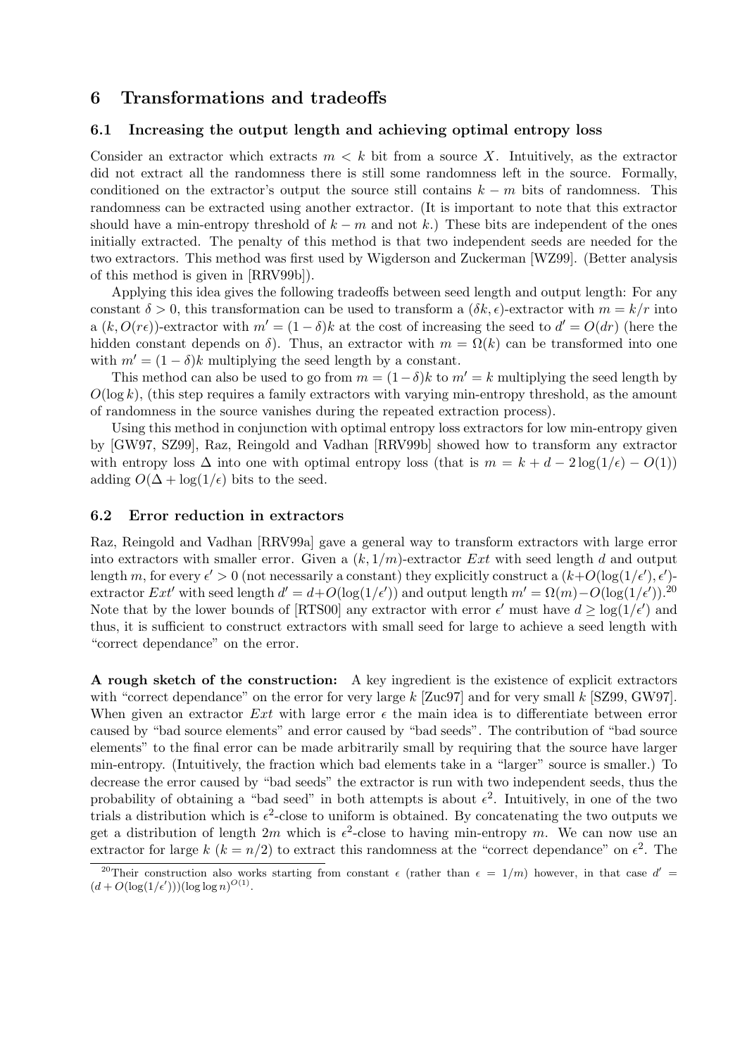## 6 Transformations and tradeoffs

### 6.1 Increasing the output length and achieving optimal entropy loss

Consider an extractor which extracts $m < k$ bit from a source $X$. Intuitively, as the extractor did not extract all the randomness there is still some randomness left in the source. Formally, conditioned on the extractor's output the source still contains $k - m$ bits of randomness. This randomness can be extracted using another extractor. (It is important to note that this extractor should have a min-entropy threshold of $k - m$ and not $k$.) These bits are independent of the ones initially extracted. The penalty of this method is that two independent seeds are needed for the two extractors. This method was first used by Wigderson and Zuckerman [WZ99]. (Better analysis of this method is given in [RRV99b]).

Applying this idea gives the following tradeoffs between seed length and output length: For any constant $\delta > 0$, this transformation can be used to transform a $(\delta k, \epsilon)$-extractor with $m = k/r$ into a $(k, O(r\epsilon))$-extractor with $m' = (1 - \delta)k$ at the cost of increasing the seed to $d' = O(dr)$ (here the hidden constant depends on $\delta$). Thus, an extractor with $m = \Omega(k)$ can be transformed into one with $m' = (1 - \delta)k$ multiplying the seed length by a constant.

This method can also be used to go from $m = (1-\delta)k$ to $m' = k$ multiplying the seed length by $O(\log k)$, (this step requires a family extractors with varying min-entropy threshold, as the amount of randomness in the source vanishes during the repeated extraction process).

Using this method in conjunction with optimal entropy loss extractors for low min-entropy given by [GW97, SZ99], Raz, Reingold and Vadhan [RRV99b] showed how to transform any extractor with entropy loss $\Delta$ into one with optimal entropy loss (that is $m = k + d - 2\log(1/\epsilon) - O(1)$) adding $O(\Delta + \log(1/\epsilon)$ bits to the seed.

### 6.2 Error reduction in extractors

Raz, Reingold and Vadhan [RRV99a] gave a general way to transform extractors with large error into extractors with smaller error. Given a $(k, 1/m)$-extractor $Ext$ with seed length $d$ and output length $m$, for every $\epsilon' > 0$ (not necessarily a constant) they explicitly construct a $(k+O(\log(1/\epsilon'), \epsilon')$-extractor $Ext'$ with seed length $d' = d+O(\log(1/\epsilon'))$ and output length $m' = \Omega(m)-O(\log(1/\epsilon'))$.[20] Note that by the lower bounds of [RTS00] any extractor with error $\epsilon'$ must have $d \geq \log(1/\epsilon')$ and thus, it is sufficient to construct extractors with small seed for large to achieve a seed length with "correct dependance" on the error.

**A rough sketch of the construction:** A key ingredient is the existence of explicit extractors with "correct dependance" on the error for very large $k$ [Zuc97] and for very small $k$ [SZ99, GW97]. When given an extractor $Ext$ with large error $\epsilon$ the main idea is to differentiate between error caused by "bad source elements" and error caused by "bad seeds". The contribution of "bad source elements" to the final error can be made arbitrarily small by requiring that the source have larger min-entropy. (Intuitively, the fraction which bad elements take in a "larger" source is smaller.) To decrease the error caused by "bad seeds" the extractor is run with two independent seeds, thus the probability of obtaining a "bad seed" in both attempts is about $\epsilon^2$. Intuitively, in one of the two trials a distribution which is $\epsilon^2$-close to uniform is obtained. By concatenating the two outputs we get a distribution of length $2m$ which is $\epsilon^2$-close to having min-entropy $m$. We can now use an extractor for large $k$ ($k = n/2$) to extract this randomness at the "correct dependance" on $\epsilon^2$. The

[20] Their construction also works starting from constant $\epsilon$ (rather than $\epsilon = 1/m$) however, in that case $d' = (d + O(\log(1/\epsilon')))(\log\log n)^{O(1)}$.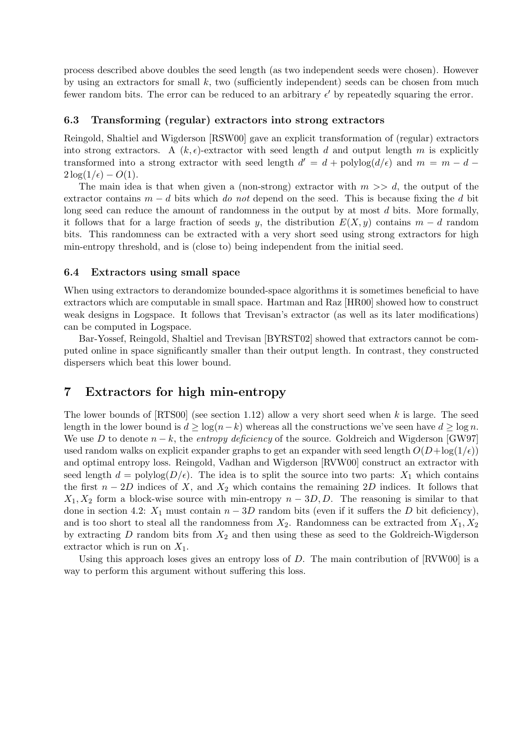process described above doubles the seed length (as two independent seeds were chosen). However by using an extractors for small $k$, two (sufficiently independent) seeds can be chosen from much fewer random bits. The error can be reduced to an arbitrary $\epsilon'$ by repeatedly squaring the error.

### 6.3 Transforming (regular) extractors into strong extractors

Reingold, Shaltiel and Wigderson [RSW00] gave an explicit transformation of (regular) extractors into strong extractors. A $(k, \epsilon)$-extractor with seed length $d$ and output length $m$ is explicitly transformed into a strong extractor with seed length $d' = d + \text{polylog}(d/\epsilon)$ and $m = m - d - 2\log(1/\epsilon) - O(1)$.

The main idea is that when given a (non-strong) extractor with $m >> d$, the output of the extractor contains $m - d$ bits which *do not* depend on the seed. This is because fixing the $d$ bit long seed can reduce the amount of randomness in the output by at most $d$ bits. More formally, it follows that for a large fraction of seeds $y$, the distribution $E(X, y)$ contains $m - d$ random bits. This randomness can be extracted with a very short seed using strong extractors for high min-entropy threshold, and is (close to) being independent from the initial seed.

### 6.4 Extractors using small space

When using extractors to derandomize bounded-space algorithms it is sometimes beneficial to have extractors which are computable in small space. Hartman and Raz [HR00] showed how to construct weak designs in Logspace. It follows that Trevisan's extractor (as well as its later modifications) can be computed in Logspace.

Bar-Yossef, Reingold, Shaltiel and Trevisan [BYRST02] showed that extractors cannot be computed online in space significantly smaller than their output length. In contrast, they constructed dispersers which beat this lower bound.

## 7 Extractors for high min-entropy

The lower bounds of [RTS00] (see section 1.12) allow a very short seed when $k$ is large. The seed length in the lower bound is $d \geq \log(n-k)$ whereas all the constructions we've seen have $d \geq \log n$. We use $D$ to denote $n - k$, the *entropy deficiency* of the source. Goldreich and Wigderson [GW97] used random walks on explicit expander graphs to get an expander with seed length $O(D+\log(1/\epsilon))$ and optimal entropy loss. Reingold, Vadhan and Wigderson [RVW00] construct an extractor with seed length $d = \text{polylog}(D/\epsilon)$. The idea is to split the source into two parts: $X_1$ which contains the first $n - 2D$ indices of $X$, and $X_2$ which contains the remaining $2D$ indices. It follows that $X_1, X_2$ form a block-wise source with min-entropy $n - 3D, D$. The reasoning is similar to that done in section 4.2: $X_1$ must contain $n - 3D$ random bits (even if it suffers the $D$ bit deficiency), and is too short to steal all the randomness from $X_2$. Randomness can be extracted from $X_1, X_2$ by extracting $D$ random bits from $X_2$ and then using these as seed to the Goldreich-Wigderson extractor which is run on $X_1$.

Using this approach loses gives an entropy loss of $D$. The main contribution of [RVW00] is a way to perform this argument without suffering this loss.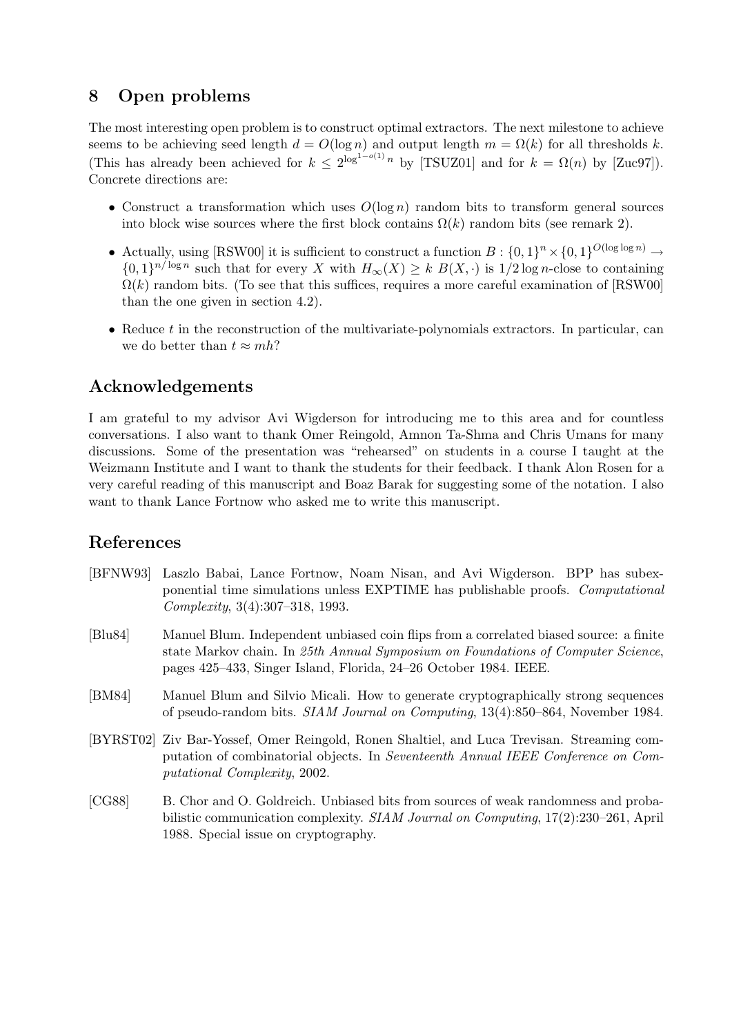## 8 Open problems

The most interesting open problem is to construct optimal extractors. The next milestone to achieve seems to be achieving seed length $d = O(\log n)$ and output length $m = \Omega(k)$ for all thresholds $k$. (This has already been achieved for $k \leq 2^{\log^{1-o(1)} n}$ by [TSUZ01] and for $k = \Omega(n)$ by [Zuc97]). Concrete directions are:

- Construct a transformation which uses $O(\log n)$ random bits to transform general sources into block wise sources where the first block contains $\Omega(k)$ random bits (see remark 2).
- Actually, using [RSW00] it is sufficient to construct a function $B : \{0,1\}^n \times \{0,1\}^{O(\log\log n)} \rightarrow \{0,1\}^{n/\log n}$ such that for every $X$ with $H_\infty(X) \geq k$ $B(X, \cdot)$ is $1/2\log n$-close to containing $\Omega(k)$ random bits. (To see that this suffices, requires a more careful examination of [RSW00] than the one given in section 4.2).
- Reduce $t$ in the reconstruction of the multivariate-polynomials extractors. In particular, can we do better than $t \approx mh$?

## Acknowledgements

I am grateful to my advisor Avi Wigderson for introducing me to this area and for countless conversations. I also want to thank Omer Reingold, Amnon Ta-Shma and Chris Umans for many discussions. Some of the presentation was "rehearsed" on students in a course I taught at the Weizmann Institute and I want to thank the students for their feedback. I thank Alon Rosen for a very careful reading of this manuscript and Boaz Barak for suggesting some of the notation. I also want to thank Lance Fortnow who asked me to write this manuscript.

## References

[BFNW93] Laszlo Babai, Lance Fortnow, Noam Nisan, and Avi Wigderson. BPP has subexponential time simulations unless EXPTIME has publishable proofs. *Computational Complexity*, 3(4):307–318, 1993.

[Blu84] Manuel Blum. Independent unbiased coin flips from a correlated biased source: a finite state Markov chain. In *25th Annual Symposium on Foundations of Computer Science*, pages 425–433, Singer Island, Florida, 24–26 October 1984. IEEE.

[BM84] Manuel Blum and Silvio Micali. How to generate cryptographically strong sequences of pseudo-random bits. *SIAM Journal on Computing*, 13(4):850–864, November 1984.

[BYRST02] Ziv Bar-Yossef, Omer Reingold, Ronen Shaltiel, and Luca Trevisan. Streaming computation of combinatorial objects. In *Seventeenth Annual IEEE Conference on Computational Complexity*, 2002.

[CG88] B. Chor and O. Goldreich. Unbiased bits from sources of weak randomness and probabilistic communication complexity. *SIAM Journal on Computing*, 17(2):230–261, April 1988. Special issue on cryptography.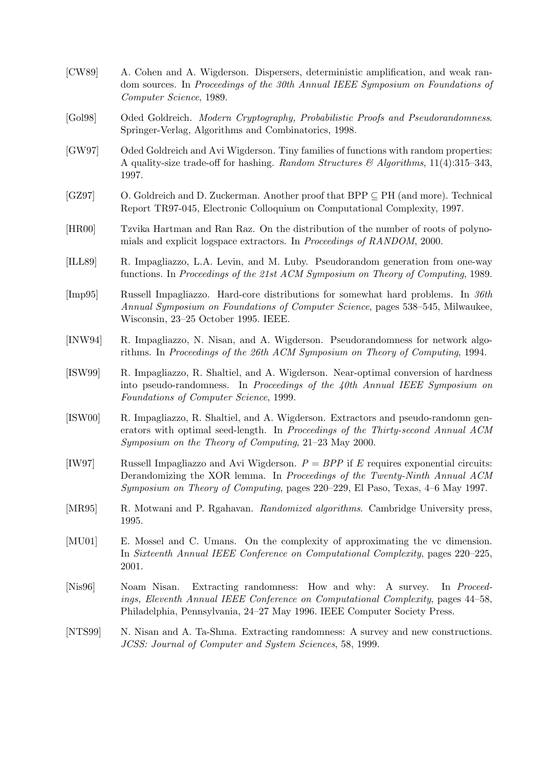[CW89] A. Cohen and A. Wigderson. Dispersers, deterministic amplification, and weak random sources. In *Proceedings of the 30th Annual IEEE Symposium on Foundations of Computer Science*, 1989.

[Gol98] Oded Goldreich. *Modern Cryptography, Probabilistic Proofs and Pseudorandomness*. Springer-Verlag, Algorithms and Combinatorics, 1998.

[GW97] Oded Goldreich and Avi Wigderson. Tiny families of functions with random properties: A quality-size trade-off for hashing. *Random Structures & Algorithms*, 11(4):315–343, 1997.

[GZ97] O. Goldreich and D. Zuckerman. Another proof that BPP $\subseteq$ PH (and more). Technical Report TR97-045, Electronic Colloquium on Computational Complexity, 1997.

[HR00] Tzvika Hartman and Ran Raz. On the distribution of the number of roots of polynomials and explicit logspace extractors. In *Proceedings of RANDOM*, 2000.

[ILL89] R. Impagliazzo, L.A. Levin, and M. Luby. Pseudorandom generation from one-way functions. In *Proceedings of the 21st ACM Symposium on Theory of Computing*, 1989.

[Imp95] Russell Impagliazzo. Hard-core distributions for somewhat hard problems. In *36th Annual Symposium on Foundations of Computer Science*, pages 538–545, Milwaukee, Wisconsin, 23–25 October 1995. IEEE.

[INW94] R. Impagliazzo, N. Nisan, and A. Wigderson. Pseudorandomness for network algorithms. In *Proceedings of the 26th ACM Symposium on Theory of Computing*, 1994.

[ISW99] R. Impagliazzo, R. Shaltiel, and A. Wigderson. Near-optimal conversion of hardness into pseudo-randomness. In *Proceedings of the 40th Annual IEEE Symposium on Foundations of Computer Science*, 1999.

[ISW00] R. Impagliazzo, R. Shaltiel, and A. Wigderson. Extractors and pseudo-randomn generators with optimal seed-length. In *Proceedings of the Thirty-second Annual ACM Symposium on the Theory of Computing*, 21–23 May 2000.

[IW97] Russell Impagliazzo and Avi Wigderson. $P = BPP$ if $E$ requires exponential circuits: Derandomizing the XOR lemma. In *Proceedings of the Twenty-Ninth Annual ACM Symposium on Theory of Computing*, pages 220–229, El Paso, Texas, 4–6 May 1997.

[MR95] R. Motwani and P. Rgahavan. *Randomized algorithms*. Cambridge University press, 1995.

[MU01] E. Mossel and C. Umans. On the complexity of approximating the vc dimension. In *Sixteenth Annual IEEE Conference on Computational Complexity*, pages 220–225, 2001.

[Nis96] Noam Nisan. Extracting randomness: How and why: A survey. In *Proceedings, Eleventh Annual IEEE Conference on Computational Complexity*, pages 44–58, Philadelphia, Pennsylvania, 24–27 May 1996. IEEE Computer Society Press.

[NTS99] N. Nisan and A. Ta-Shma. Extracting randomness: A survey and new constructions. *JCSS: Journal of Computer and System Sciences*, 58, 1999.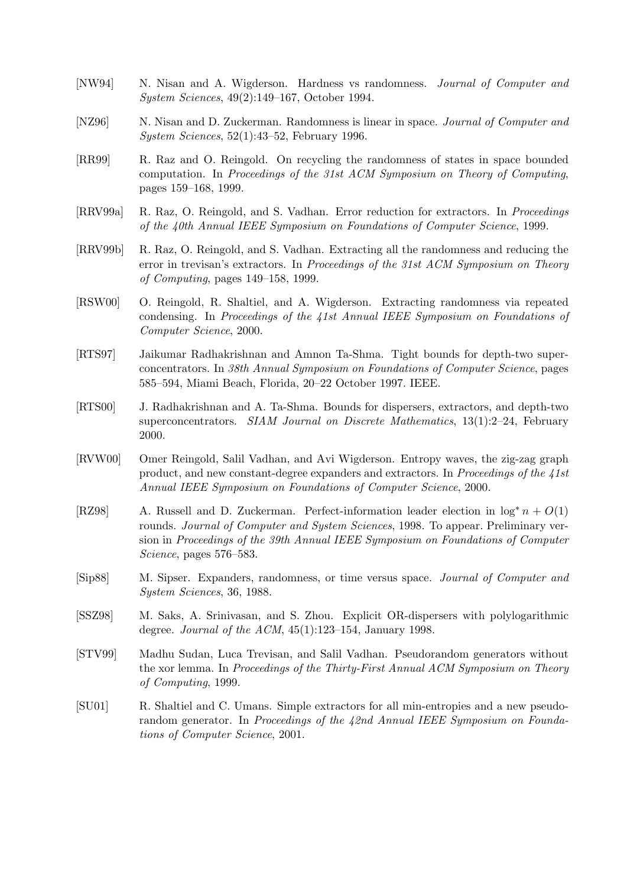[NW94] N. Nisan and A. Wigderson. Hardness vs randomness. *Journal of Computer and System Sciences*, 49(2):149–167, October 1994.

[NZ96] N. Nisan and D. Zuckerman. Randomness is linear in space. *Journal of Computer and System Sciences*, 52(1):43–52, February 1996.

[RR99] R. Raz and O. Reingold. On recycling the randomness of states in space bounded computation. In *Proceedings of the 31st ACM Symposium on Theory of Computing*, pages 159–168, 1999.

[RRV99a] R. Raz, O. Reingold, and S. Vadhan. Error reduction for extractors. In *Proceedings of the 40th Annual IEEE Symposium on Foundations of Computer Science*, 1999.

[RRV99b] R. Raz, O. Reingold, and S. Vadhan. Extracting all the randomness and reducing the error in trevisan's extractors. In *Proceedings of the 31st ACM Symposium on Theory of Computing*, pages 149–158, 1999.

[RSW00] O. Reingold, R. Shaltiel, and A. Wigderson. Extracting randomness via repeated condensing. In *Proceedings of the 41st Annual IEEE Symposium on Foundations of Computer Science*, 2000.

[RTS97] Jaikumar Radhakrishnan and Amnon Ta-Shma. Tight bounds for depth-two superconcentrators. In *38th Annual Symposium on Foundations of Computer Science*, pages 585–594, Miami Beach, Florida, 20–22 October 1997. IEEE.

[RTS00] J. Radhakrishnan and A. Ta-Shma. Bounds for dispersers, extractors, and depth-two superconcentrators. *SIAM Journal on Discrete Mathematics*, 13(1):2–24, February 2000.

[RVW00] Omer Reingold, Salil Vadhan, and Avi Wigderson. Entropy waves, the zig-zag graph product, and new constant-degree expanders and extractors. In *Proceedings of the 41st Annual IEEE Symposium on Foundations of Computer Science*, 2000.

[RZ98] A. Russell and D. Zuckerman. Perfect-information leader election in $\log^* n + O(1)$ rounds. *Journal of Computer and System Sciences*, 1998. To appear. Preliminary version in *Proceedings of the 39th Annual IEEE Symposium on Foundations of Computer Science*, pages 576–583.

[Sip88] M. Sipser. Expanders, randomness, or time versus space. *Journal of Computer and System Sciences*, 36, 1988.

[SSZ98] M. Saks, A. Srinivasan, and S. Zhou. Explicit OR-dispersers with polylogarithmic degree. *Journal of the ACM*, 45(1):123–154, January 1998.

[STV99] Madhu Sudan, Luca Trevisan, and Salil Vadhan. Pseudorandom generators without the xor lemma. In *Proceedings of the Thirty-First Annual ACM Symposium on Theory of Computing*, 1999.

[SU01] R. Shaltiel and C. Umans. Simple extractors for all min-entropies and a new pseudorandom generator. In *Proceedings of the 42nd Annual IEEE Symposium on Foundations of Computer Science*, 2001.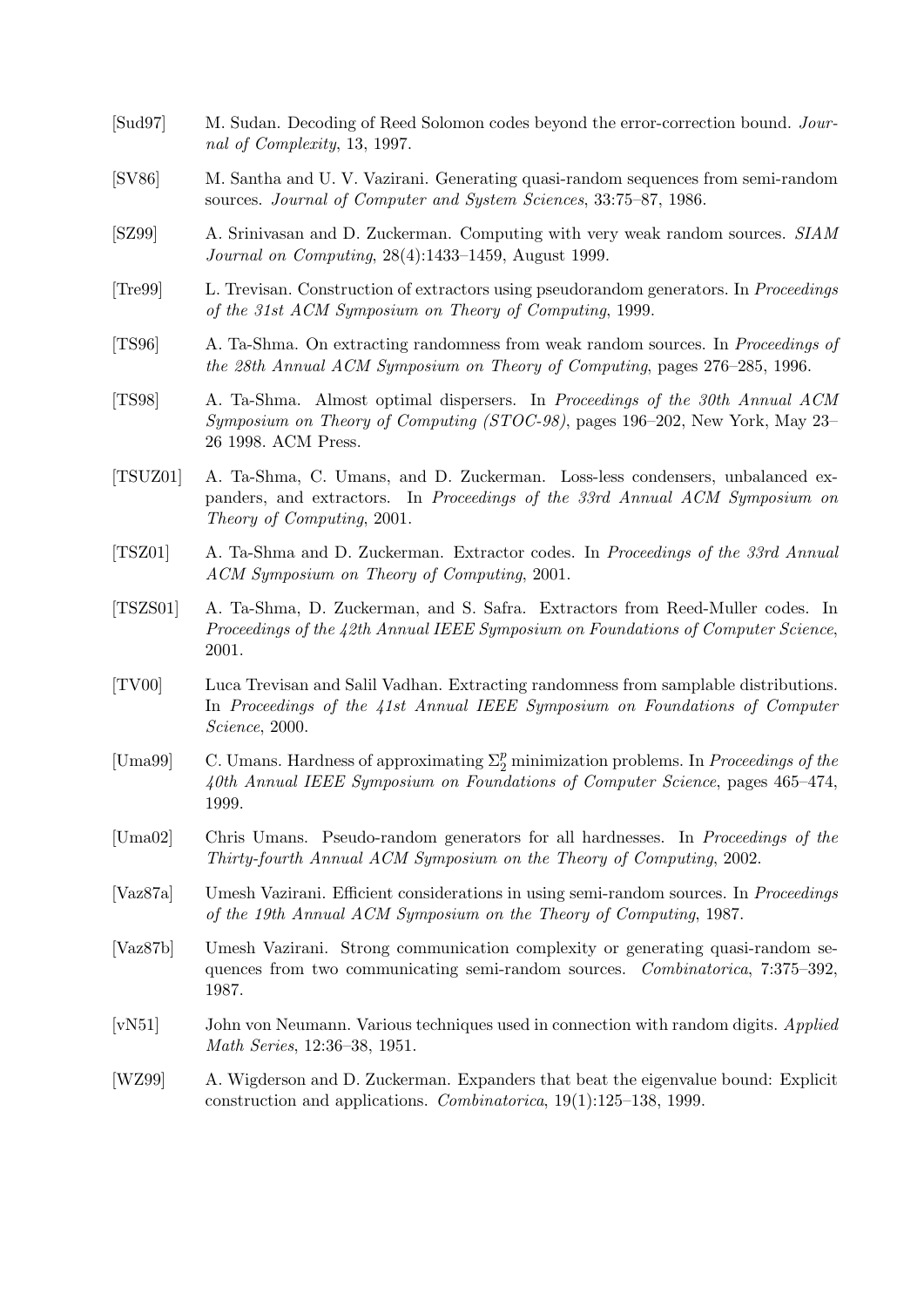[Sud97] M. Sudan. Decoding of Reed Solomon codes beyond the error-correction bound. *Journal of Complexity*, 13, 1997.

[SV86] M. Santha and U. V. Vazirani. Generating quasi-random sequences from semi-random sources. *Journal of Computer and System Sciences*, 33:75–87, 1986.

[SZ99] A. Srinivasan and D. Zuckerman. Computing with very weak random sources. *SIAM Journal on Computing*, 28(4):1433–1459, August 1999.

[Tre99] L. Trevisan. Construction of extractors using pseudorandom generators. In *Proceedings of the 31st ACM Symposium on Theory of Computing*, 1999.

[TS96] A. Ta-Shma. On extracting randomness from weak random sources. In *Proceedings of the 28th Annual ACM Symposium on Theory of Computing*, pages 276–285, 1996.

[TS98] A. Ta-Shma. Almost optimal dispersers. In *Proceedings of the 30th Annual ACM Symposium on Theory of Computing (STOC-98)*, pages 196–202, New York, May 23–26 1998. ACM Press.

[TSUZ01] A. Ta-Shma, C. Umans, and D. Zuckerman. Loss-less condensers, unbalanced expanders, and extractors. In *Proceedings of the 33rd Annual ACM Symposium on Theory of Computing*, 2001.

[TSZ01] A. Ta-Shma and D. Zuckerman. Extractor codes. In *Proceedings of the 33rd Annual ACM Symposium on Theory of Computing*, 2001.

[TSZS01] A. Ta-Shma, D. Zuckerman, and S. Safra. Extractors from Reed-Muller codes. In *Proceedings of the 42th Annual IEEE Symposium on Foundations of Computer Science*, 2001.

[TV00] Luca Trevisan and Salil Vadhan. Extracting randomness from samplable distributions. In *Proceedings of the 41st Annual IEEE Symposium on Foundations of Computer Science*, 2000.

[Uma99] C. Umans. Hardness of approximating $\Sigma_2^p$ minimization problems. In *Proceedings of the 40th Annual IEEE Symposium on Foundations of Computer Science*, pages 465–474, 1999.

[Uma02] Chris Umans. Pseudo-random generators for all hardnesses. In *Proceedings of the Thirty-fourth Annual ACM Symposium on the Theory of Computing*, 2002.

[Vaz87a] Umesh Vazirani. Efficient considerations in using semi-random sources. In *Proceedings of the 19th Annual ACM Symposium on the Theory of Computing*, 1987.

[Vaz87b] Umesh Vazirani. Strong communication complexity or generating quasi-random sequences from two communicating semi-random sources. *Combinatorica*, 7:375–392, 1987.

[vN51] John von Neumann. Various techniques used in connection with random digits. *Applied Math Series*, 12:36–38, 1951.

[WZ99] A. Wigderson and D. Zuckerman. Expanders that beat the eigenvalue bound: Explicit construction and applications. *Combinatorica*, 19(1):125–138, 1999.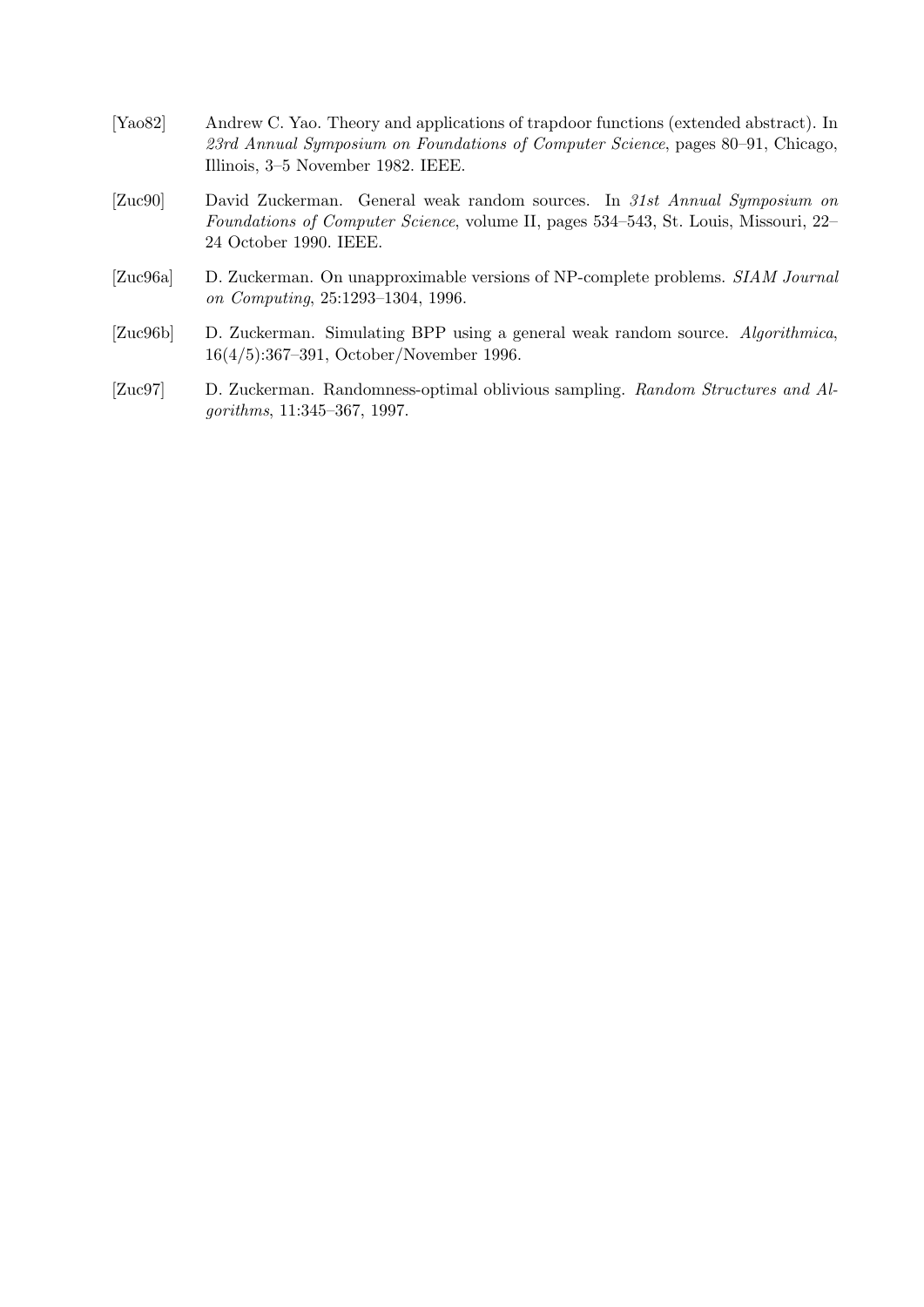[Yao82] Andrew C. Yao. Theory and applications of trapdoor functions (extended abstract). In *23rd Annual Symposium on Foundations of Computer Science*, pages 80–91, Chicago, Illinois, 3–5 November 1982. IEEE.

[Zuc90] David Zuckerman. General weak random sources. In *31st Annual Symposium on Foundations of Computer Science*, volume II, pages 534–543, St. Louis, Missouri, 22–24 October 1990. IEEE.

[Zuc96a] D. Zuckerman. On unapproximable versions of NP-complete problems. *SIAM Journal on Computing*, 25:1293–1304, 1996.

[Zuc96b] D. Zuckerman. Simulating BPP using a general weak random source. *Algorithmica*, 16(4/5):367–391, October/November 1996.

[Zuc97] D. Zuckerman. Randomness-optimal oblivious sampling. *Random Structures and Algorithms*, 11:345–367, 1997.